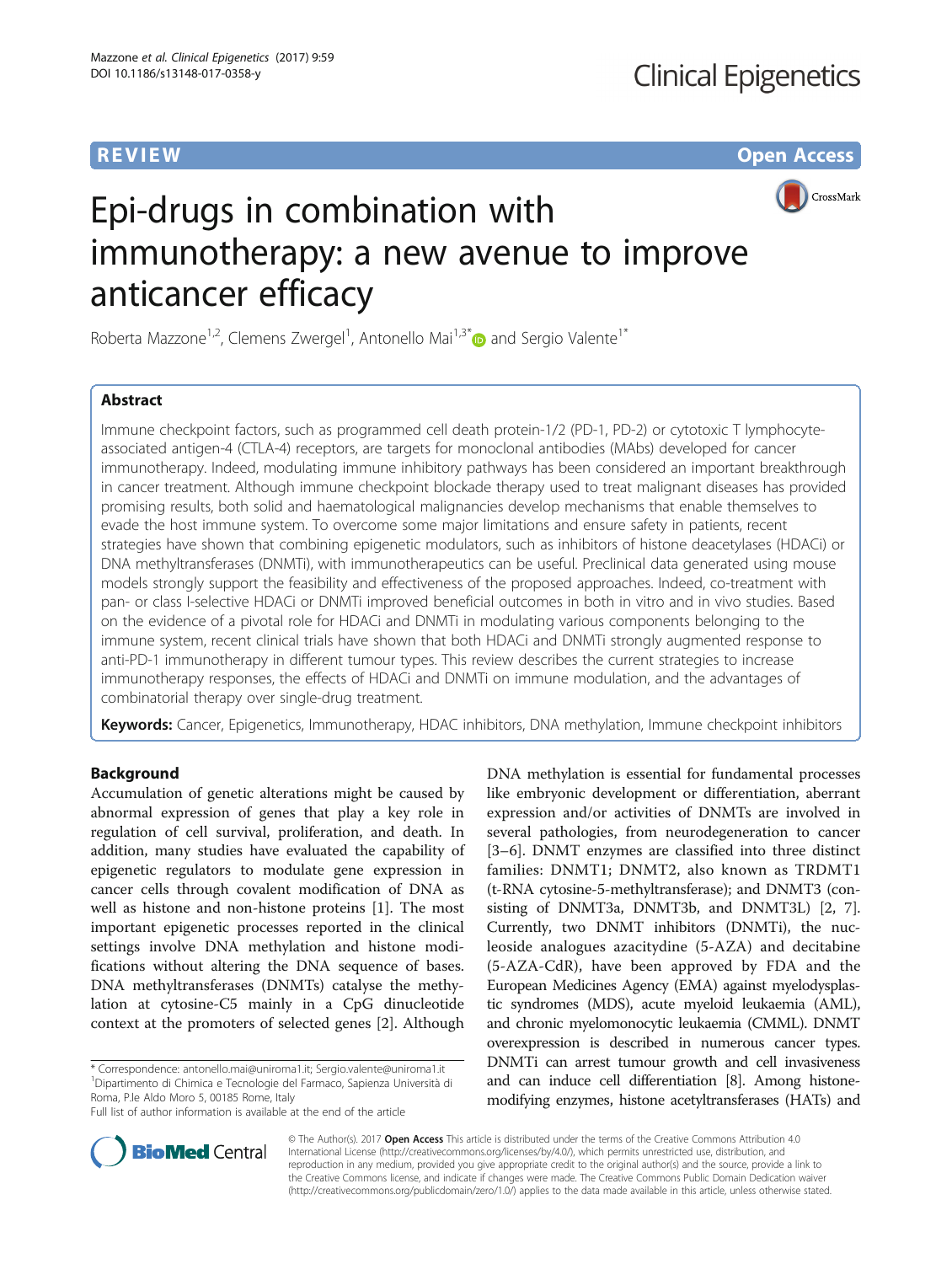REVIEW

Open Access

# Epi-drugs in combination with immunotherapy: a new avenue to improve anticancer efficacy

Roberta Mazzone[1,2], Clemens Zwergel[1], Antonello Mai[1,3*] and Sergio Valente[1*]

## Abstract

Immune checkpoint factors, such as programmed cell death protein-1/2 (PD-1, PD-2) or cytotoxic T lymphocyte-associated antigen-4 (CTLA-4) receptors, are targets for monoclonal antibodies (MAbs) developed for cancer immunotherapy. Indeed, modulating immune inhibitory pathways has been considered an important breakthrough in cancer treatment. Although immune checkpoint blockade therapy used to treat malignant diseases has provided promising results, both solid and haematological malignancies develop mechanisms that enable themselves to evade the host immune system. To overcome some major limitations and ensure safety in patients, recent strategies have shown that combining epigenetic modulators, such as inhibitors of histone deacetylases (HDACi) or DNA methyltransferases (DNMTi), with immunotherapeutics can be useful. Preclinical data generated using mouse models strongly support the feasibility and effectiveness of the proposed approaches. Indeed, co-treatment with pan- or class I-selective HDACi or DNMTi improved beneficial outcomes in both in vitro and in vivo studies. Based on the evidence of a pivotal role for HDACi and DNMTi in modulating various components belonging to the immune system, recent clinical trials have shown that both HDACi and DNMTi strongly augmented response to anti-PD-1 immunotherapy in different tumour types. This review describes the current strategies to increase immunotherapy responses, the effects of HDACi and DNMTi on immune modulation, and the advantages of combinatorial therapy over single-drug treatment.

**Keywords:** Cancer, Epigenetics, Immunotherapy, HDAC inhibitors, DNA methylation, Immune checkpoint inhibitors

## Background

Accumulation of genetic alterations might be caused by abnormal expression of genes that play a key role in regulation of cell survival, proliferation, and death. In addition, many studies have evaluated the capability of epigenetic regulators to modulate gene expression in cancer cells through covalent modification of DNA as well as histone and non-histone proteins [1]. The most important epigenetic processes reported in the clinical settings involve DNA methylation and histone modifications without altering the DNA sequence of bases. DNA methyltransferases (DNMTs) catalyse the methylation at cytosine-C5 mainly in a CpG dinucleotide context at the promoters of selected genes [2]. Although DNA methylation is essential for fundamental processes like embryonic development or differentiation, aberrant expression and/or activities of DNMTs are involved in several pathologies, from neurodegeneration to cancer [3–6]. DNMT enzymes are classified into three distinct families: DNMT1; DNMT2, also known as TRDMT1 (t-RNA cytosine-5-methyltransferase); and DNMT3 (consisting of DNMT3a, DNMT3b, and DNMT3L) [2, 7]. Currently, two DNMT inhibitors (DNMTi), the nucleoside analogues azacytidine (5-AZA) and decitabine (5-AZA-CdR), have been approved by FDA and the European Medicines Agency (EMA) against myelodysplastic syndromes (MDS), acute myeloid leukaemia (AML), and chronic myelomonocytic leukaemia (CMML). DNMT overexpression is described in numerous cancer types. DNMTi can arrest tumour growth and cell invasiveness and can induce cell differentiation [8]. Among histone-modifying enzymes, histone acetyltransferases (HATs) and

\* Correspondence: antonello.mai@uniroma1.it; Sergio.valente@uniroma1.it
[1]Dipartimento di Chimica e Tecnologie del Farmaco, Sapienza Università di Roma, P.le Aldo Moro 5, 00185 Rome, Italy
Full list of author information is available at the end of the article

© The Author(s). 2017 **Open Access** This article is distributed under the terms of the Creative Commons Attribution 4.0 International License (http://creativecommons.org/licenses/by/4.0/), which permits unrestricted use, distribution, and reproduction in any medium, provided you give appropriate credit to the original author(s) and the source, provide a link to the Creative Commons license, and indicate if changes were made. The Creative Commons Public Domain Dedication waiver (http://creativecommons.org/publicdomain/zero/1.0/) applies to the data made available in this article, unless otherwise stated.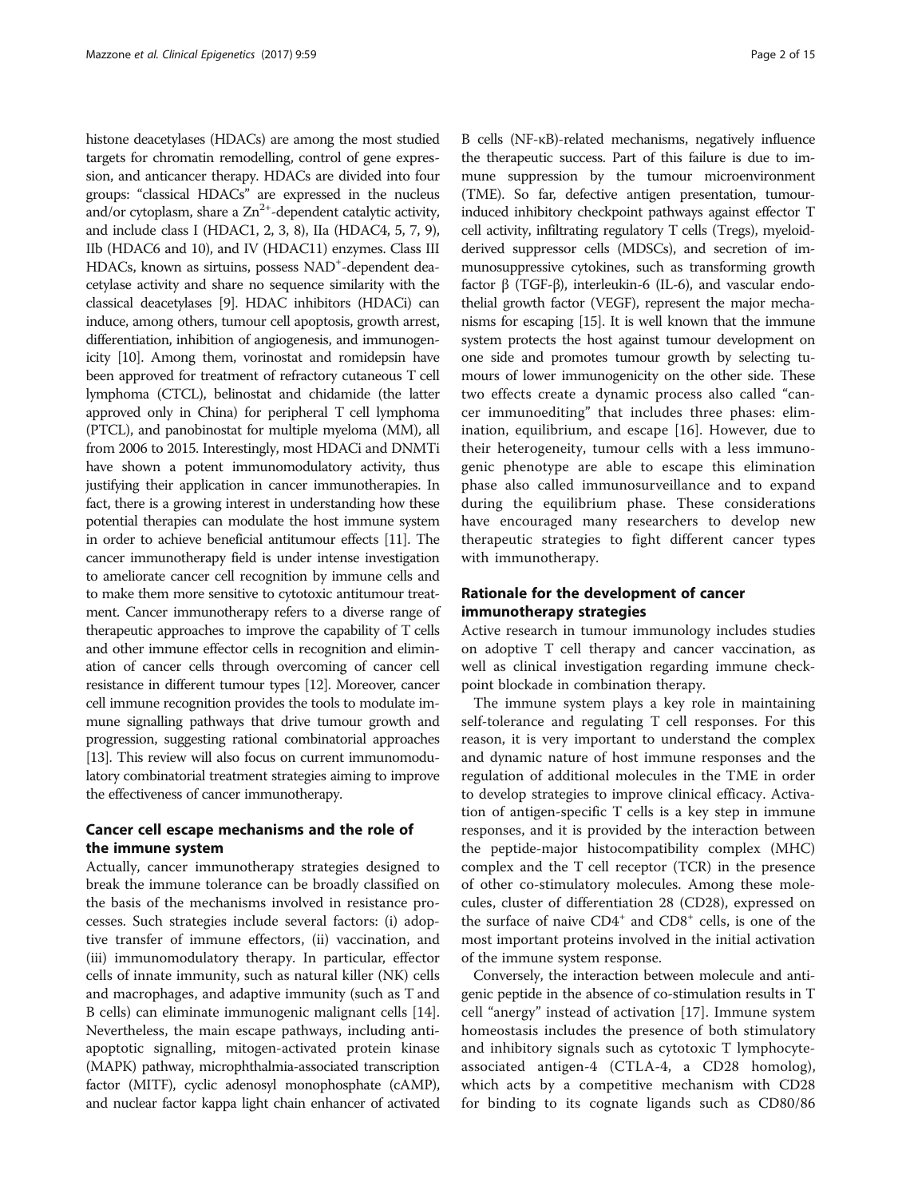histone deacetylases (HDACs) are among the most studied targets for chromatin remodelling, control of gene expression, and anticancer therapy. HDACs are divided into four groups: "classical HDACs" are expressed in the nucleus and/or cytoplasm, share a $Zn^{2+}$-dependent catalytic activity, and include class I (HDAC1, 2, 3, 8), IIa (HDAC4, 5, 7, 9), IIb (HDAC6 and 10), and IV (HDAC11) enzymes. Class III HDACs, known as sirtuins, possess $NAD^{+}$-dependent deacetylase activity and share no sequence similarity with the classical deacetylases [9]. HDAC inhibitors (HDACi) can induce, among others, tumour cell apoptosis, growth arrest, differentiation, inhibition of angiogenesis, and immunogenicity [10]. Among them, vorinostat and romidepsin have been approved for treatment of refractory cutaneous T cell lymphoma (CTCL), belinostat and chidamide (the latter approved only in China) for peripheral T cell lymphoma (PTCL), and panobinostat for multiple myeloma (MM), all from 2006 to 2015. Interestingly, most HDACi and DNMTi have shown a potent immunomodulatory activity, thus justifying their application in cancer immunotherapies. In fact, there is a growing interest in understanding how these potential therapies can modulate the host immune system in order to achieve beneficial antitumour effects [11]. The cancer immunotherapy field is under intense investigation to ameliorate cancer cell recognition by immune cells and to make them more sensitive to cytotoxic antitumour treatment. Cancer immunotherapy refers to a diverse range of therapeutic approaches to improve the capability of T cells and other immune effector cells in recognition and elimination of cancer cells through overcoming of cancer cell resistance in different tumour types [12]. Moreover, cancer cell immune recognition provides the tools to modulate immune signalling pathways that drive tumour growth and progression, suggesting rational combinatorial approaches [13]. This review will also focus on current immunomodulatory combinatorial treatment strategies aiming to improve the effectiveness of cancer immunotherapy.

## Cancer cell escape mechanisms and the role of the immune system

Actually, cancer immunotherapy strategies designed to break the immune tolerance can be broadly classified on the basis of the mechanisms involved in resistance processes. Such strategies include several factors: (i) adoptive transfer of immune effectors, (ii) vaccination, and (iii) immunomodulatory therapy. In particular, effector cells of innate immunity, such as natural killer (NK) cells and macrophages, and adaptive immunity (such as T and B cells) can eliminate immunogenic malignant cells [14]. Nevertheless, the main escape pathways, including anti-apoptotic signalling, mitogen-activated protein kinase (MAPK) pathway, microphthalmia-associated transcription factor (MITF), cyclic adenosyl monophosphate (cAMP), and nuclear factor kappa light chain enhancer of activated B cells (NF-κB)-related mechanisms, negatively influence the therapeutic success. Part of this failure is due to immune suppression by the tumour microenvironment (TME). So far, defective antigen presentation, tumour-induced inhibitory checkpoint pathways against effector T cell activity, infiltrating regulatory T cells (Tregs), myeloid-derived suppressor cells (MDSCs), and secretion of immunosuppressive cytokines, such as transforming growth factor β (TGF-β), interleukin-6 (IL-6), and vascular endothelial growth factor (VEGF), represent the major mechanisms for escaping [15]. It is well known that the immune system protects the host against tumour development on one side and promotes tumour growth by selecting tumours of lower immunogenicity on the other side. These two effects create a dynamic process also called "cancer immunoediting" that includes three phases: elimination, equilibrium, and escape [16]. However, due to their heterogeneity, tumour cells with a less immunogenic phenotype are able to escape this elimination phase also called immunosurveillance and to expand during the equilibrium phase. These considerations have encouraged many researchers to develop new therapeutic strategies to fight different cancer types with immunotherapy.

## Rationale for the development of cancer immunotherapy strategies

Active research in tumour immunology includes studies on adoptive T cell therapy and cancer vaccination, as well as clinical investigation regarding immune checkpoint blockade in combination therapy.

The immune system plays a key role in maintaining self-tolerance and regulating T cell responses. For this reason, it is very important to understand the complex and dynamic nature of host immune responses and the regulation of additional molecules in the TME in order to develop strategies to improve clinical efficacy. Activation of antigen-specific T cells is a key step in immune responses, and it is provided by the interaction between the peptide-major histocompatibility complex (MHC) complex and the T cell receptor (TCR) in the presence of other co-stimulatory molecules. Among these molecules, cluster of differentiation 28 (CD28), expressed on the surface of naive $CD4^{+}$ and $CD8^{+}$ cells, is one of the most important proteins involved in the initial activation of the immune system response.

Conversely, the interaction between molecule and antigenic peptide in the absence of co-stimulation results in T cell "anergy" instead of activation [17]. Immune system homeostasis includes the presence of both stimulatory and inhibitory signals such as cytotoxic T lymphocyte-associated antigen-4 (CTLA-4, a CD28 homolog), which acts by a competitive mechanism with CD28 for binding to its cognate ligands such as CD80/86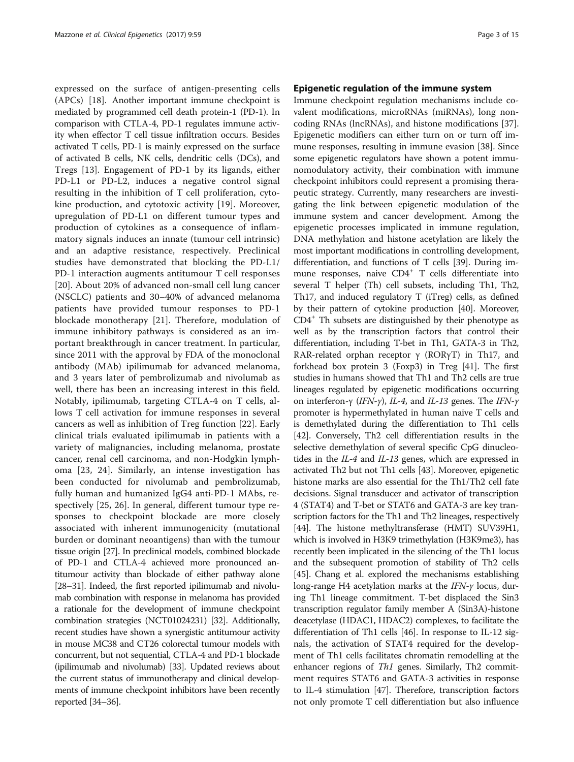expressed on the surface of antigen-presenting cells (APCs) [18]. Another important immune checkpoint is mediated by programmed cell death protein-1 (PD-1). In comparison with CTLA-4, PD-1 regulates immune activity when effector T cell tissue infiltration occurs. Besides activated T cells, PD-1 is mainly expressed on the surface of activated B cells, NK cells, dendritic cells (DCs), and Tregs [13]. Engagement of PD-1 by its ligands, either PD-L1 or PD-L2, induces a negative control signal resulting in the inhibition of T cell proliferation, cytokine production, and cytotoxic activity [19]. Moreover, upregulation of PD-L1 on different tumour types and production of cytokines as a consequence of inflammatory signals induces an innate (tumour cell intrinsic) and an adaptive resistance, respectively. Preclinical studies have demonstrated that blocking the PD-L1/PD-1 interaction augments antitumour T cell responses [20]. About 20% of advanced non-small cell lung cancer (NSCLC) patients and 30–40% of advanced melanoma patients have provided tumour responses to PD-1 blockade monotherapy [21]. Therefore, modulation of immune inhibitory pathways is considered as an important breakthrough in cancer treatment. In particular, since 2011 with the approval by FDA of the monoclonal antibody (MAb) ipilimumab for advanced melanoma, and 3 years later of pembrolizumab and nivolumab as well, there has been an increasing interest in this field. Notably, ipilimumab, targeting CTLA-4 on T cells, allows T cell activation for immune responses in several cancers as well as inhibition of Treg function [22]. Early clinical trials evaluated ipilimumab in patients with a variety of malignancies, including melanoma, prostate cancer, renal cell carcinoma, and non-Hodgkin lymphoma [23, 24]. Similarly, an intense investigation has been conducted for nivolumab and pembrolizumab, fully human and humanized IgG4 anti-PD-1 MAbs, respectively [25, 26]. In general, different tumour type responses to checkpoint blockade are more closely associated with inherent immunogenicity (mutational burden or dominant neoantigens) than with the tumour tissue origin [27]. In preclinical models, combined blockade of PD-1 and CTLA-4 achieved more pronounced antitumour activity than blockade of either pathway alone [28–31]. Indeed, the first reported ipilimumab and nivolumab combination with response in melanoma has provided a rationale for the development of immune checkpoint combination strategies (NCT01024231) [32]. Additionally, recent studies have shown a synergistic antitumour activity in mouse MC38 and CT26 colorectal tumour models with concurrent, but not sequential, CTLA-4 and PD-1 blockade (ipilimumab and nivolumab) [33]. Updated reviews about the current status of immunotherapy and clinical developments of immune checkpoint inhibitors have been recently reported [34–36].

## Epigenetic regulation of the immune system

Immune checkpoint regulation mechanisms include covalent modifications, microRNAs (miRNAs), long non-coding RNAs (lncRNAs), and histone modifications [37]. Epigenetic modifiers can either turn on or turn off immune responses, resulting in immune evasion [38]. Since some epigenetic regulators have shown a potent immunomodulatory activity, their combination with immune checkpoint inhibitors could represent a promising therapeutic strategy. Currently, many researchers are investigating the link between epigenetic modulation of the immune system and cancer development. Among the epigenetic processes implicated in immune regulation, DNA methylation and histone acetylation are likely the most important modifications in controlling development, differentiation, and functions of T cells [39]. During immune responses, naive $CD4^+$ T cells differentiate into several T helper (Th) cell subsets, including Th1, Th2, Th17, and induced regulatory T (iTreg) cells, as defined by their pattern of cytokine production [40]. Moreover, $CD4^+$ Th subsets are distinguished by their phenotype as well as by the transcription factors that control their differentiation, including T-bet in Th1, GATA-3 in Th2, RAR-related orphan receptor γ (RORγT) in Th17, and forkhead box protein 3 (Foxp3) in Treg [41]. The first studies in humans showed that Th1 and Th2 cells are true lineages regulated by epigenetic modifications occurring on interferon-γ (*IFN-γ*), *IL-4*, and *IL-13* genes. The *IFN-γ* promoter is hypermethylated in human naive T cells and is demethylated during the differentiation to Th1 cells [42]. Conversely, Th2 cell differentiation results in the selective demethylation of several specific CpG dinucleotides in the *IL-4* and *IL-13* genes, which are expressed in activated Th2 but not Th1 cells [43]. Moreover, epigenetic histone marks are also essential for the Th1/Th2 cell fate decisions. Signal transducer and activator of transcription 4 (STAT4) and T-bet or STAT6 and GATA-3 are key transcription factors for the Th1 and Th2 lineages, respectively [44]. The histone methyltransferase (HMT) SUV39H1, which is involved in H3K9 trimethylation (H3K9me3), has recently been implicated in the silencing of the Th1 locus and the subsequent promotion of stability of Th2 cells [45]. Chang et al. explored the mechanisms establishing long-range H4 acetylation marks at the *IFN-γ* locus, during Th1 lineage commitment. T-bet displaced the Sin3 transcription regulator family member A (Sin3A)-histone deacetylase (HDAC1, HDAC2) complexes, to facilitate the differentiation of Th1 cells [46]. In response to IL-12 signals, the activation of STAT4 required for the development of Th1 cells facilitates chromatin remodelling at the enhancer regions of *Th1* genes. Similarly, Th2 commitment requires STAT6 and GATA-3 activities in response to IL-4 stimulation [47]. Therefore, transcription factors not only promote T cell differentiation but also influence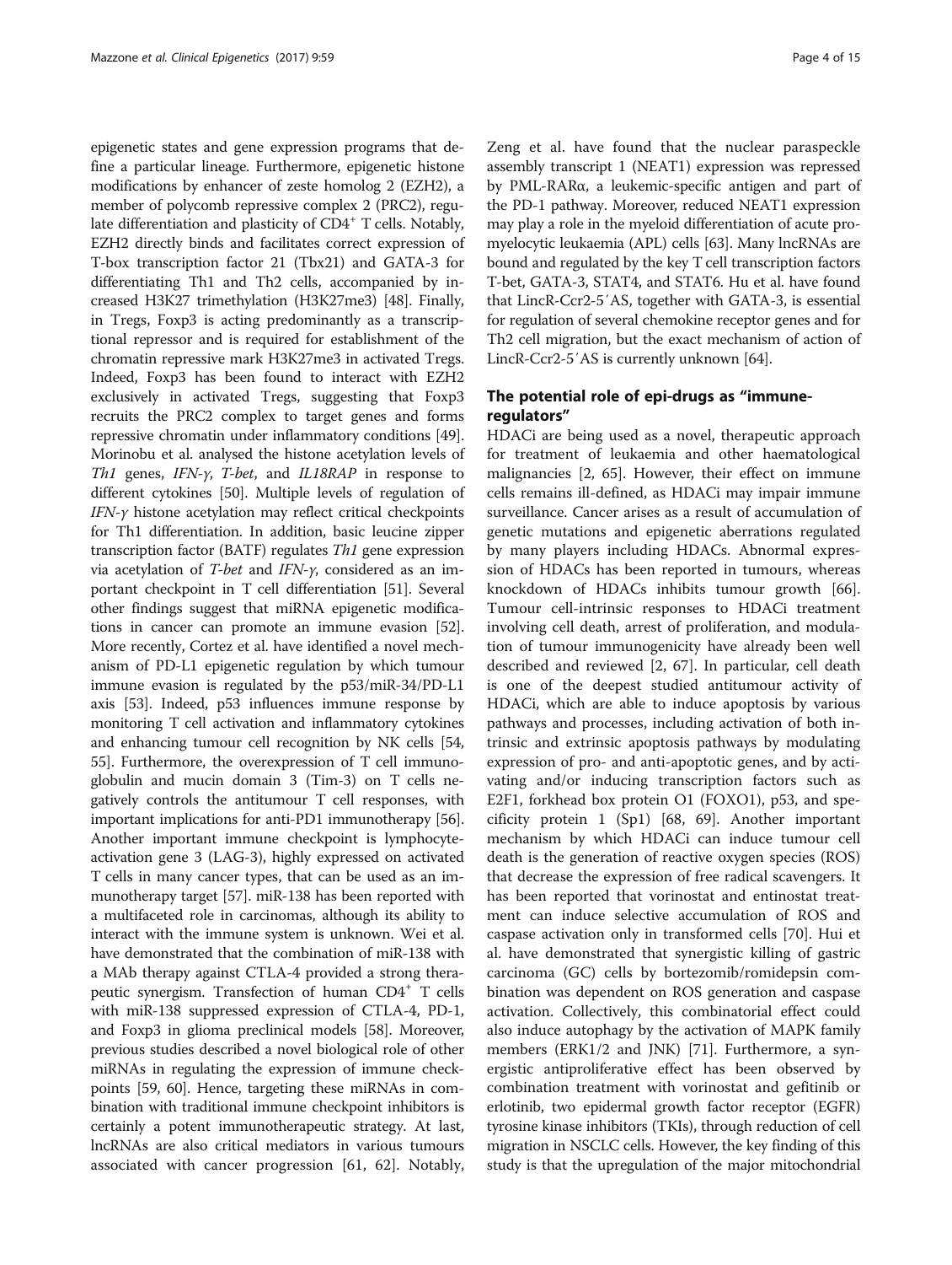epigenetic states and gene expression programs that define a particular lineage. Furthermore, epigenetic histone modifications by enhancer of zeste homolog 2 (EZH2), a member of polycomb repressive complex 2 (PRC2), regulate differentiation and plasticity of $CD4^+$ T cells. Notably, EZH2 directly binds and facilitates correct expression of T-box transcription factor 21 (Tbx21) and GATA-3 for differentiating Th1 and Th2 cells, accompanied by increased H3K27 trimethylation (H3K27me3) [48]. Finally, in Tregs, Foxp3 is acting predominantly as a transcriptional repressor and is required for establishment of the chromatin repressive mark H3K27me3 in activated Tregs. Indeed, Foxp3 has been found to interact with EZH2 exclusively in activated Tregs, suggesting that Foxp3 recruits the PRC2 complex to target genes and forms repressive chromatin under inflammatory conditions [49]. Morinobu et al. analysed the histone acetylation levels of *Th1* genes, *IFN-γ*, *T-bet*, and *IL18RAP* in response to different cytokines [50]. Multiple levels of regulation of *IFN-γ* histone acetylation may reflect critical checkpoints for Th1 differentiation. In addition, basic leucine zipper transcription factor (BATF) regulates *Th1* gene expression via acetylation of *T-bet* and *IFN-γ*, considered as an important checkpoint in T cell differentiation [51]. Several other findings suggest that miRNA epigenetic modifications in cancer can promote an immune evasion [52]. More recently, Cortez et al. have identified a novel mechanism of PD-L1 epigenetic regulation by which tumour immune evasion is regulated by the p53/miR-34/PD-L1 axis [53]. Indeed, p53 influences immune response by monitoring T cell activation and inflammatory cytokines and enhancing tumour cell recognition by NK cells [54, 55]. Furthermore, the overexpression of T cell immunoglobulin and mucin domain 3 (Tim-3) on T cells negatively controls the antitumour T cell responses, with important implications for anti-PD1 immunotherapy [56]. Another important immune checkpoint is lymphocyte-activation gene 3 (LAG-3), highly expressed on activated T cells in many cancer types, that can be used as an immunotherapy target [57]. miR-138 has been reported with a multifaceted role in carcinomas, although its ability to interact with the immune system is unknown. Wei et al. have demonstrated that the combination of miR-138 with a MAb therapy against CTLA-4 provided a strong therapeutic synergism. Transfection of human $CD4^+$ T cells with miR-138 suppressed expression of CTLA-4, PD-1, and Foxp3 in glioma preclinical models [58]. Moreover, previous studies described a novel biological role of other miRNAs in regulating the expression of immune checkpoints [59, 60]. Hence, targeting these miRNAs in combination with traditional immune checkpoint inhibitors is certainly a potent immunotherapeutic strategy. At last, lncRNAs are also critical mediators in various tumours associated with cancer progression [61, 62]. Notably, Zeng et al. have found that the nuclear paraspeckle assembly transcript 1 (NEAT1) expression was repressed by PML-RARα, a leukemic-specific antigen and part of the PD-1 pathway. Moreover, reduced NEAT1 expression may play a role in the myeloid differentiation of acute promyelocytic leukaemia (APL) cells [63]. Many lncRNAs are bound and regulated by the key T cell transcription factors T-bet, GATA-3, STAT4, and STAT6. Hu et al. have found that LincR-Ccr2-5′AS, together with GATA-3, is essential for regulation of several chemokine receptor genes and for Th2 cell migration, but the exact mechanism of action of LincR-Ccr2-5′AS is currently unknown [64].

## The potential role of epi-drugs as "immune-regulators"

HDACi are being used as a novel, therapeutic approach for treatment of leukaemia and other haematological malignancies [2, 65]. However, their effect on immune cells remains ill-defined, as HDACi may impair immune surveillance. Cancer arises as a result of accumulation of genetic mutations and epigenetic aberrations regulated by many players including HDACs. Abnormal expression of HDACs has been reported in tumours, whereas knockdown of HDACs inhibits tumour growth [66]. Tumour cell-intrinsic responses to HDACi treatment involving cell death, arrest of proliferation, and modulation of tumour immunogenicity have already been well described and reviewed [2, 67]. In particular, cell death is one of the deepest studied antitumour activity of HDACi, which are able to induce apoptosis by various pathways and processes, including activation of both intrinsic and extrinsic apoptosis pathways by modulating expression of pro- and anti-apoptotic genes, and by activating and/or inducing transcription factors such as E2F1, forkhead box protein O1 (FOXO1), p53, and specificity protein 1 (Sp1) [68, 69]. Another important mechanism by which HDACi can induce tumour cell death is the generation of reactive oxygen species (ROS) that decrease the expression of free radical scavengers. It has been reported that vorinostat and entinostat treatment can induce selective accumulation of ROS and caspase activation only in transformed cells [70]. Hui et al. have demonstrated that synergistic killing of gastric carcinoma (GC) cells by bortezomib/romidepsin combination was dependent on ROS generation and caspase activation. Collectively, this combinatorial effect could also induce autophagy by the activation of MAPK family members (ERK1/2 and JNK) [71]. Furthermore, a synergistic antiproliferative effect has been observed by combination treatment with vorinostat and gefitinib or erlotinib, two epidermal growth factor receptor (EGFR) tyrosine kinase inhibitors (TKIs), through reduction of cell migration in NSCLC cells. However, the key finding of this study is that the upregulation of the major mitochondrial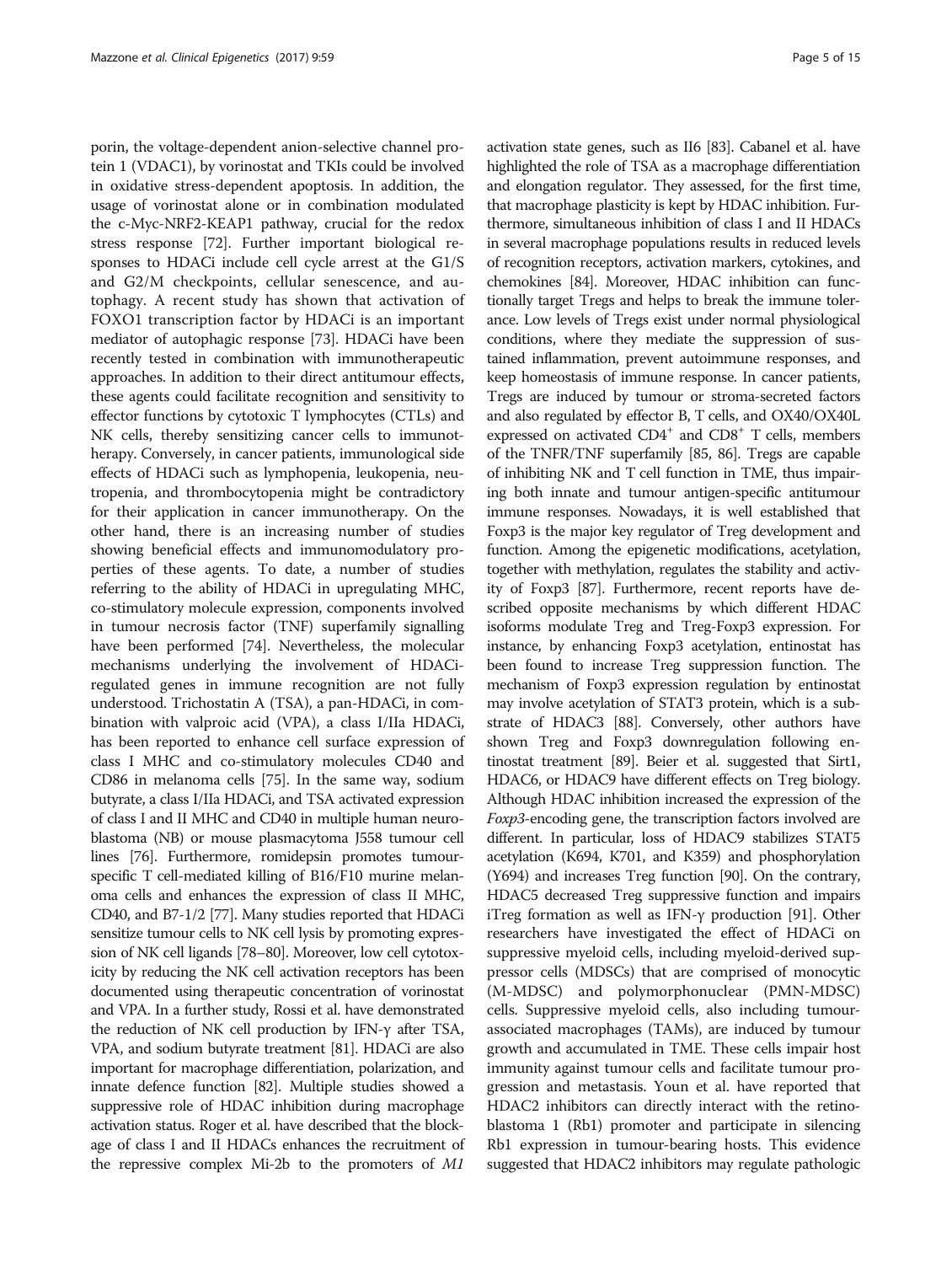porin, the voltage-dependent anion-selective channel protein 1 (VDAC1), by vorinostat and TKIs could be involved in oxidative stress-dependent apoptosis. In addition, the usage of vorinostat alone or in combination modulated the c-Myc-NRF2-KEAP1 pathway, crucial for the redox stress response [72]. Further important biological responses to HDACi include cell cycle arrest at the G1/S and G2/M checkpoints, cellular senescence, and autophagy. A recent study has shown that activation of FOXO1 transcription factor by HDACi is an important mediator of autophagic response [73]. HDACi have been recently tested in combination with immunotherapeutic approaches. In addition to their direct antitumour effects, these agents could facilitate recognition and sensitivity to effector functions by cytotoxic T lymphocytes (CTLs) and NK cells, thereby sensitizing cancer cells to immunotherapy. Conversely, in cancer patients, immunological side effects of HDACi such as lymphopenia, leukopenia, neutropenia, and thrombocytopenia might be contradictory for their application in cancer immunotherapy. On the other hand, there is an increasing number of studies showing beneficial effects and immunomodulatory properties of these agents. To date, a number of studies referring to the ability of HDACi in upregulating MHC, co-stimulatory molecule expression, components involved in tumour necrosis factor (TNF) superfamily signalling have been performed [74]. Nevertheless, the molecular mechanisms underlying the involvement of HDACi-regulated genes in immune recognition are not fully understood. Trichostatin A (TSA), a pan-HDACi, in combination with valproic acid (VPA), a class I/IIa HDACi, has been reported to enhance cell surface expression of class I MHC and co-stimulatory molecules CD40 and CD86 in melanoma cells [75]. In the same way, sodium butyrate, a class I/IIa HDACi, and TSA activated expression of class I and II MHC and CD40 in multiple human neuroblastoma (NB) or mouse plasmacytoma J558 tumour cell lines [76]. Furthermore, romidepsin promotes tumour-specific T cell-mediated killing of B16/F10 murine melanoma cells and enhances the expression of class II MHC, CD40, and B7-1/2 [77]. Many studies reported that HDACi sensitize tumour cells to NK cell lysis by promoting expression of NK cell ligands [78–80]. Moreover, low cell cytotoxicity by reducing the NK cell activation receptors has been documented using therapeutic concentration of vorinostat and VPA. In a further study, Rossi et al. have demonstrated the reduction of NK cell production by IFN-γ after TSA, VPA, and sodium butyrate treatment [81]. HDACi are also important for macrophage differentiation, polarization, and innate defence function [82]. Multiple studies showed a suppressive role of HDAC inhibition during macrophage activation status. Roger et al. have described that the blockage of class I and II HDACs enhances the recruitment of the repressive complex Mi-2b to the promoters of *M1* activation state genes, such as Il6 [83]. Cabanel et al. have highlighted the role of TSA as a macrophage differentiation and elongation regulator. They assessed, for the first time, that macrophage plasticity is kept by HDAC inhibition. Furthermore, simultaneous inhibition of class I and II HDACs in several macrophage populations results in reduced levels of recognition receptors, activation markers, cytokines, and chemokines [84]. Moreover, HDAC inhibition can functionally target Tregs and helps to break the immune tolerance. Low levels of Tregs exist under normal physiological conditions, where they mediate the suppression of sustained inflammation, prevent autoimmune responses, and keep homeostasis of immune response. In cancer patients, Tregs are induced by tumour or stroma-secreted factors and also regulated by effector B, T cells, and OX40/OX40L expressed on activated $CD4^+$ and $CD8^+$ T cells, members of the TNFR/TNF superfamily [85, 86]. Tregs are capable of inhibiting NK and T cell function in TME, thus impairing both innate and tumour antigen-specific antitumour immune responses. Nowadays, it is well established that Foxp3 is the major key regulator of Treg development and function. Among the epigenetic modifications, acetylation, together with methylation, regulates the stability and activity of Foxp3 [87]. Furthermore, recent reports have described opposite mechanisms by which different HDAC isoforms modulate Treg and Treg-Foxp3 expression. For instance, by enhancing Foxp3 acetylation, entinostat has been found to increase Treg suppression function. The mechanism of Foxp3 expression regulation by entinostat may involve acetylation of STAT3 protein, which is a substrate of HDAC3 [88]. Conversely, other authors have shown Treg and Foxp3 downregulation following entinostat treatment [89]. Beier et al. suggested that Sirt1, HDAC6, or HDAC9 have different effects on Treg biology. Although HDAC inhibition increased the expression of the *Foxp3*-encoding gene, the transcription factors involved are different. In particular, loss of HDAC9 stabilizes STAT5 acetylation (K694, K701, and K359) and phosphorylation (Y694) and increases Treg function [90]. On the contrary, HDAC5 decreased Treg suppressive function and impairs iTreg formation as well as IFN-γ production [91]. Other researchers have investigated the effect of HDACi on suppressive myeloid cells, including myeloid-derived suppressor cells (MDSCs) that are comprised of monocytic (M-MDSC) and polymorphonuclear (PMN-MDSC) cells. Suppressive myeloid cells, also including tumour-associated macrophages (TAMs), are induced by tumour growth and accumulated in TME. These cells impair host immunity against tumour cells and facilitate tumour progression and metastasis. Youn et al. have reported that HDAC2 inhibitors can directly interact with the retinoblastoma 1 (Rb1) promoter and participate in silencing Rb1 expression in tumour-bearing hosts. This evidence suggested that HDAC2 inhibitors may regulate pathologic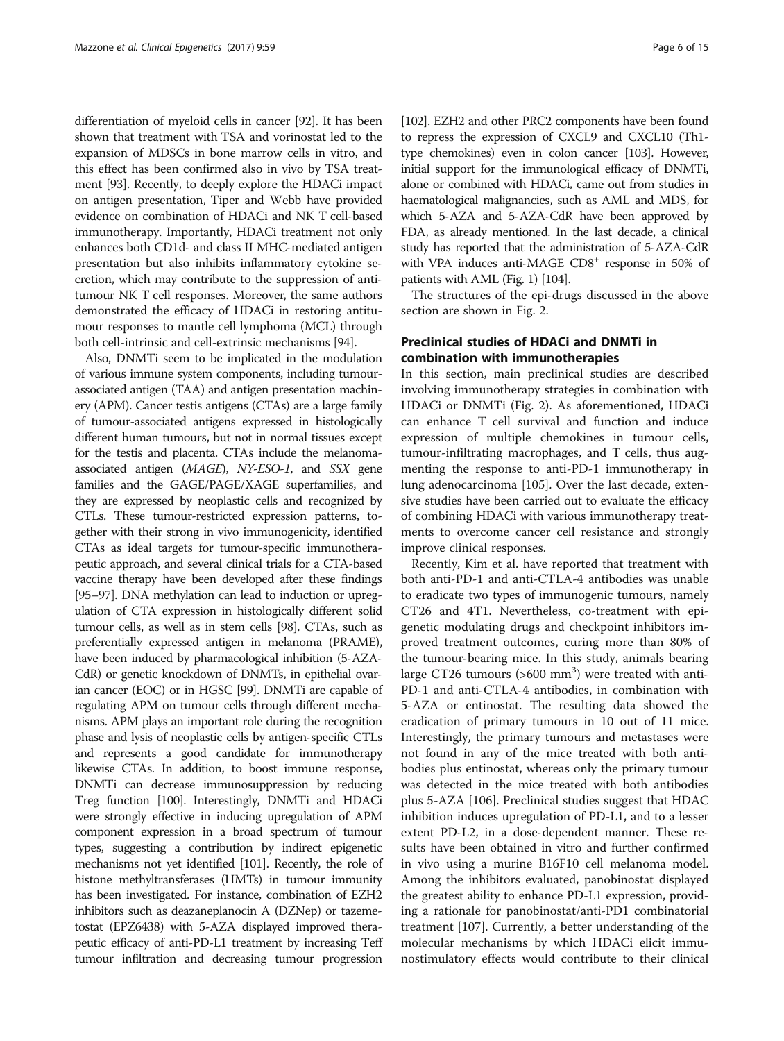differentiation of myeloid cells in cancer [92]. It has been shown that treatment with TSA and vorinostat led to the expansion of MDSCs in bone marrow cells in vitro, and this effect has been confirmed also in vivo by TSA treatment [93]. Recently, to deeply explore the HDACi impact on antigen presentation, Tiper and Webb have provided evidence on combination of HDACi and NK T cell-based immunotherapy. Importantly, HDACi treatment not only enhances both CD1d- and class II MHC-mediated antigen presentation but also inhibits inflammatory cytokine secretion, which may contribute to the suppression of antitumour NK T cell responses. Moreover, the same authors demonstrated the efficacy of HDACi in restoring antitumour responses to mantle cell lymphoma (MCL) through both cell-intrinsic and cell-extrinsic mechanisms [94].

Also, DNMTi seem to be implicated in the modulation of various immune system components, including tumour-associated antigen (TAA) and antigen presentation machinery (APM). Cancer testis antigens (CTAs) are a large family of tumour-associated antigens expressed in histologically different human tumours, but not in normal tissues except for the testis and placenta. CTAs include the melanoma-associated antigen (*MAGE*), *NY-ESO-1*, and *SSX* gene families and the GAGE/PAGE/XAGE superfamilies, and they are expressed by neoplastic cells and recognized by CTLs. These tumour-restricted expression patterns, together with their strong in vivo immunogenicity, identified CTAs as ideal targets for tumour-specific immunotherapeutic approach, and several clinical trials for a CTA-based vaccine therapy have been developed after these findings [95–97]. DNA methylation can lead to induction or upregulation of CTA expression in histologically different solid tumour cells, as well as in stem cells [98]. CTAs, such as preferentially expressed antigen in melanoma (PRAME), have been induced by pharmacological inhibition (5-AZA-CdR) or genetic knockdown of DNMTs, in epithelial ovarian cancer (EOC) or in HGSC [99]. DNMTi are capable of regulating APM on tumour cells through different mechanisms. APM plays an important role during the recognition phase and lysis of neoplastic cells by antigen-specific CTLs and represents a good candidate for immunotherapy likewise CTAs. In addition, to boost immune response, DNMTi can decrease immunosuppression by reducing Treg function [100]. Interestingly, DNMTi and HDACi were strongly effective in inducing upregulation of APM component expression in a broad spectrum of tumour types, suggesting a contribution by indirect epigenetic mechanisms not yet identified [101]. Recently, the role of histone methyltransferases (HMTs) in tumour immunity has been investigated. For instance, combination of EZH2 inhibitors such as deazaneplanocin A (DZNep) or tazemetostat (EPZ6438) with 5-AZA displayed improved therapeutic efficacy of anti-PD-L1 treatment by increasing Teff tumour infiltration and decreasing tumour progression [102]. EZH2 and other PRC2 components have been found to repress the expression of CXCL9 and CXCL10 (Th1-type chemokines) even in colon cancer [103]. However, initial support for the immunological efficacy of DNMTi, alone or combined with HDACi, came out from studies in haematological malignancies, such as AML and MDS, for which 5-AZA and 5-AZA-CdR have been approved by FDA, as already mentioned. In the last decade, a clinical study has reported that the administration of 5-AZA-CdR with VPA induces anti-MAGE $CD8^{+}$ response in 50% of patients with AML (Fig. 1) [104].

The structures of the epi-drugs discussed in the above section are shown in Fig. 2.

## Preclinical studies of HDACi and DNMTi in combination with immunotherapies

In this section, main preclinical studies are described involving immunotherapy strategies in combination with HDACi or DNMTi (Fig. 2). As aforementioned, HDACi can enhance T cell survival and function and induce expression of multiple chemokines in tumour cells, tumour-infiltrating macrophages, and T cells, thus augmenting the response to anti-PD-1 immunotherapy in lung adenocarcinoma [105]. Over the last decade, extensive studies have been carried out to evaluate the efficacy of combining HDACi with various immunotherapy treatments to overcome cancer cell resistance and strongly improve clinical responses.

Recently, Kim et al. have reported that treatment with both anti-PD-1 and anti-CTLA-4 antibodies was unable to eradicate two types of immunogenic tumours, namely CT26 and 4T1. Nevertheless, co-treatment with epigenetic modulating drugs and checkpoint inhibitors improved treatment outcomes, curing more than 80% of the tumour-bearing mice. In this study, animals bearing large CT26 tumours (>600 $mm^{3}$) were treated with anti-PD-1 and anti-CTLA-4 antibodies, in combination with 5-AZA or entinostat. The resulting data showed the eradication of primary tumours in 10 out of 11 mice. Interestingly, the primary tumours and metastases were not found in any of the mice treated with both antibodies plus entinostat, whereas only the primary tumour was detected in the mice treated with both antibodies plus 5-AZA [106]. Preclinical studies suggest that HDAC inhibition induces upregulation of PD-L1, and to a lesser extent PD-L2, in a dose-dependent manner. These results have been obtained in vitro and further confirmed in vivo using a murine B16F10 cell melanoma model. Among the inhibitors evaluated, panobinostat displayed the greatest ability to enhance PD-L1 expression, providing a rationale for panobinostat/anti-PD1 combinatorial treatment [107]. Currently, a better understanding of the molecular mechanisms by which HDACi elicit immunostimulatory effects would contribute to their clinical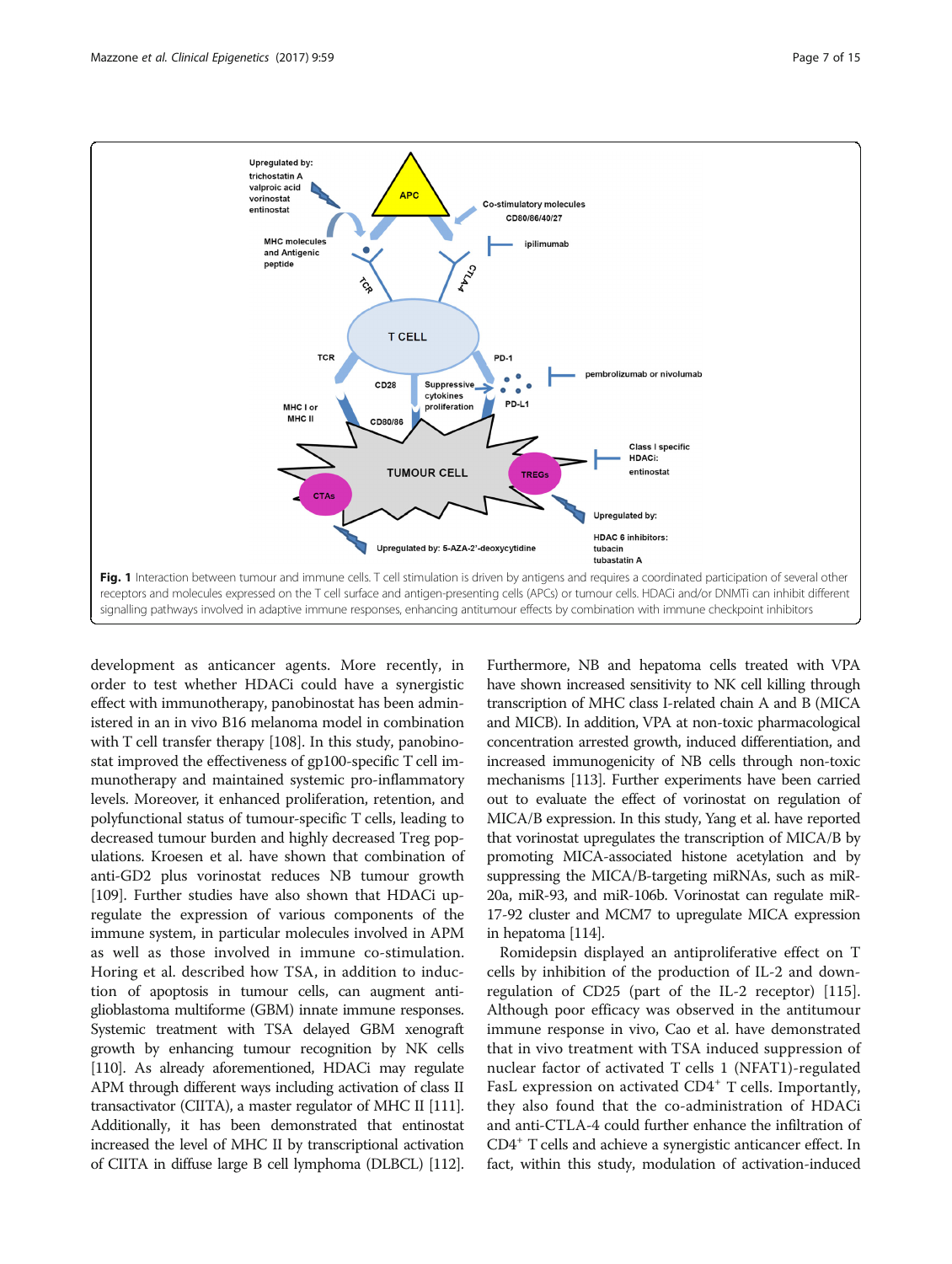Fig. 1 Interaction between tumour and immune cells. T cell stimulation is driven by antigens and requires a coordinated participation of several other receptors and molecules expressed on the T cell surface and antigen-presenting cells (APCs) or tumour cells. HDACi and/or DNMTi can inhibit different signalling pathways involved in adaptive immune responses, enhancing antitumour effects by combination with immune checkpoint inhibitors

development as anticancer agents. More recently, in order to test whether HDACi could have a synergistic effect with immunotherapy, panobinostat has been administered in an in vivo B16 melanoma model in combination with T cell transfer therapy [108]. In this study, panobinostat improved the effectiveness of gp100-specific T cell immunotherapy and maintained systemic pro-inflammatory levels. Moreover, it enhanced proliferation, retention, and polyfunctional status of tumour-specific T cells, leading to decreased tumour burden and highly decreased Treg populations. Kroesen et al. have shown that combination of anti-GD2 plus vorinostat reduces NB tumour growth [109]. Further studies have also shown that HDACi upregulate the expression of various components of the immune system, in particular molecules involved in APM as well as those involved in immune co-stimulation. Horing et al. described how TSA, in addition to induction of apoptosis in tumour cells, can augment anti-glioblastoma multiforme (GBM) innate immune responses. Systemic treatment with TSA delayed GBM xenograft growth by enhancing tumour recognition by NK cells [110]. As already aforementioned, HDACi may regulate APM through different ways including activation of class II transactivator (CIITA), a master regulator of MHC II [111]. Additionally, it has been demonstrated that entinostat increased the level of MHC II by transcriptional activation of CIITA in diffuse large B cell lymphoma (DLBCL) [112]. Furthermore, NB and hepatoma cells treated with VPA have shown increased sensitivity to NK cell killing through transcription of MHC class I-related chain A and B (MICA and MICB). In addition, VPA at non-toxic pharmacological concentration arrested growth, induced differentiation, and increased immunogenicity of NB cells through non-toxic mechanisms [113]. Further experiments have been carried out to evaluate the effect of vorinostat on regulation of MICA/B expression. In this study, Yang et al. have reported that vorinostat upregulates the transcription of MICA/B by promoting MICA-associated histone acetylation and by suppressing the MICA/B-targeting miRNAs, such as miR-20a, miR-93, and miR-106b. Vorinostat can regulate miR-17-92 cluster and MCM7 to upregulate MICA expression in hepatoma [114].

Romidepsin displayed an antiproliferative effect on T cells by inhibition of the production of IL-2 and downregulation of CD25 (part of the IL-2 receptor) [115]. Although poor efficacy was observed in the antitumour immune response in vivo, Cao et al. have demonstrated that in vivo treatment with TSA induced suppression of nuclear factor of activated T cells 1 (NFAT1)-regulated FasL expression on activated CD4$^{+}$ T cells. Importantly, they also found that the co-administration of HDACi and anti-CTLA-4 could further enhance the infiltration of CD4$^{+}$ T cells and achieve a synergistic anticancer effect. In fact, within this study, modulation of activation-induced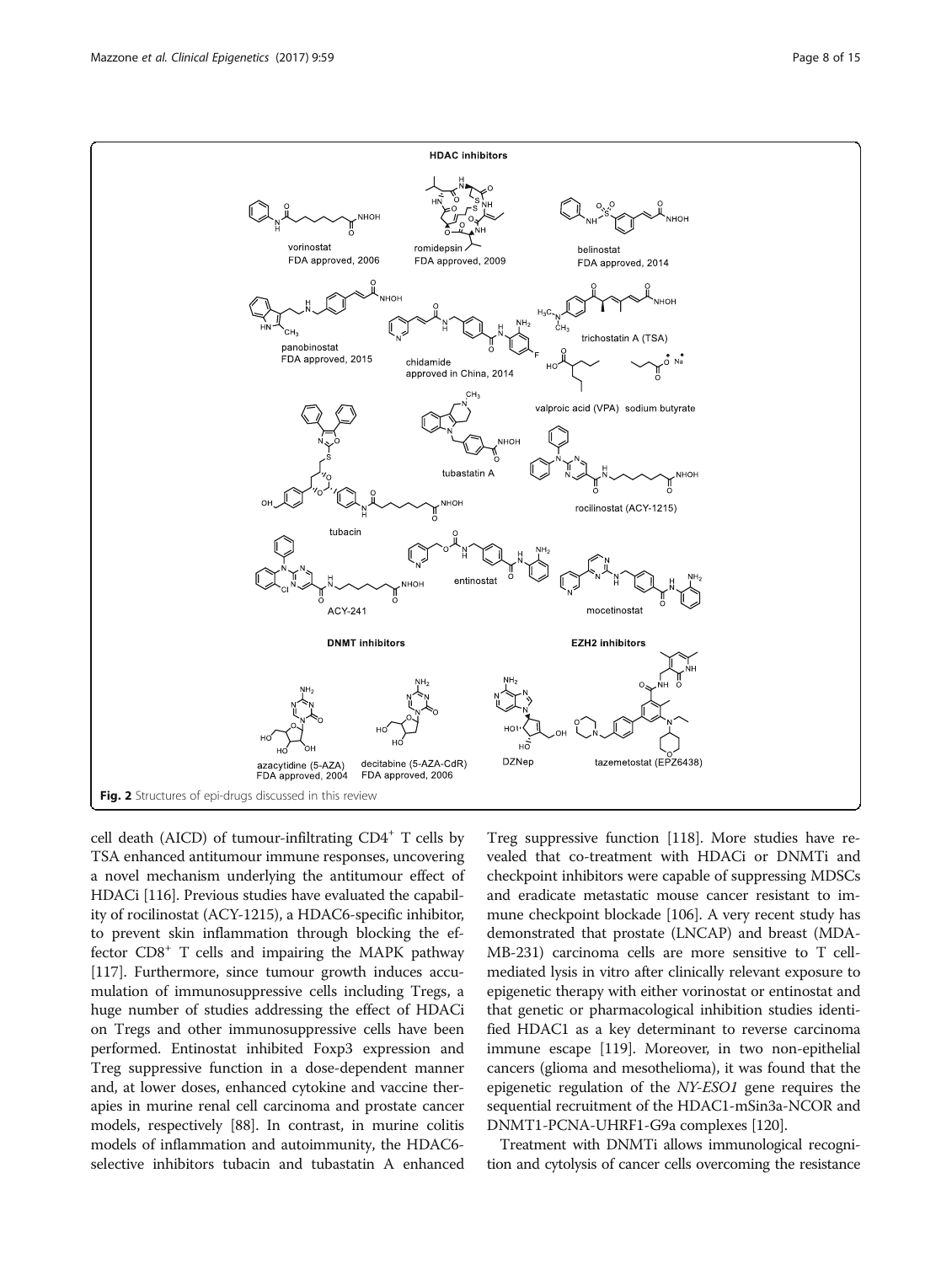Fig. 2 Structures of epi-drugs discussed in this review

cell death (AICD) of tumour-infiltrating $CD4^+$ T cells by TSA enhanced antitumour immune responses, uncovering a novel mechanism underlying the antitumour effect of HDACi [116]. Previous studies have evaluated the capability of rocilinostat (ACY-1215), a HDAC6-specific inhibitor, to prevent skin inflammation through blocking the effector $CD8^+$ T cells and impairing the MAPK pathway [117]. Furthermore, since tumour growth induces accumulation of immunosuppressive cells including Tregs, a huge number of studies addressing the effect of HDACi on Tregs and other immunosuppressive cells have been performed. Entinostat inhibited Foxp3 expression and Treg suppressive function in a dose-dependent manner and, at lower doses, enhanced cytokine and vaccine therapies in murine renal cell carcinoma and prostate cancer models, respectively [88]. In contrast, in murine colitis models of inflammation and autoimmunity, the HDAC6-selective inhibitors tubacin and tubastatin A enhanced Treg suppressive function [118]. More studies have revealed that co-treatment with HDACi or DNMTi and checkpoint inhibitors were capable of suppressing MDSCs and eradicate metastatic mouse cancer resistant to immune checkpoint blockade [106]. A very recent study has demonstrated that prostate (LNCAP) and breast (MDA-MB-231) carcinoma cells are more sensitive to T cell-mediated lysis in vitro after clinically relevant exposure to epigenetic therapy with either vorinostat or entinostat and that genetic or pharmacological inhibition studies identified HDAC1 as a key determinant to reverse carcinoma immune escape [119]. Moreover, in two non-epithelial cancers (glioma and mesothelioma), it was found that the epigenetic regulation of the *NY-ESO1* gene requires the sequential recruitment of the HDAC1-mSin3a-NCOR and DNMT1-PCNA-UHRF1-G9a complexes [120].

Treatment with DNMTi allows immunological recognition and cytolysis of cancer cells overcoming the resistance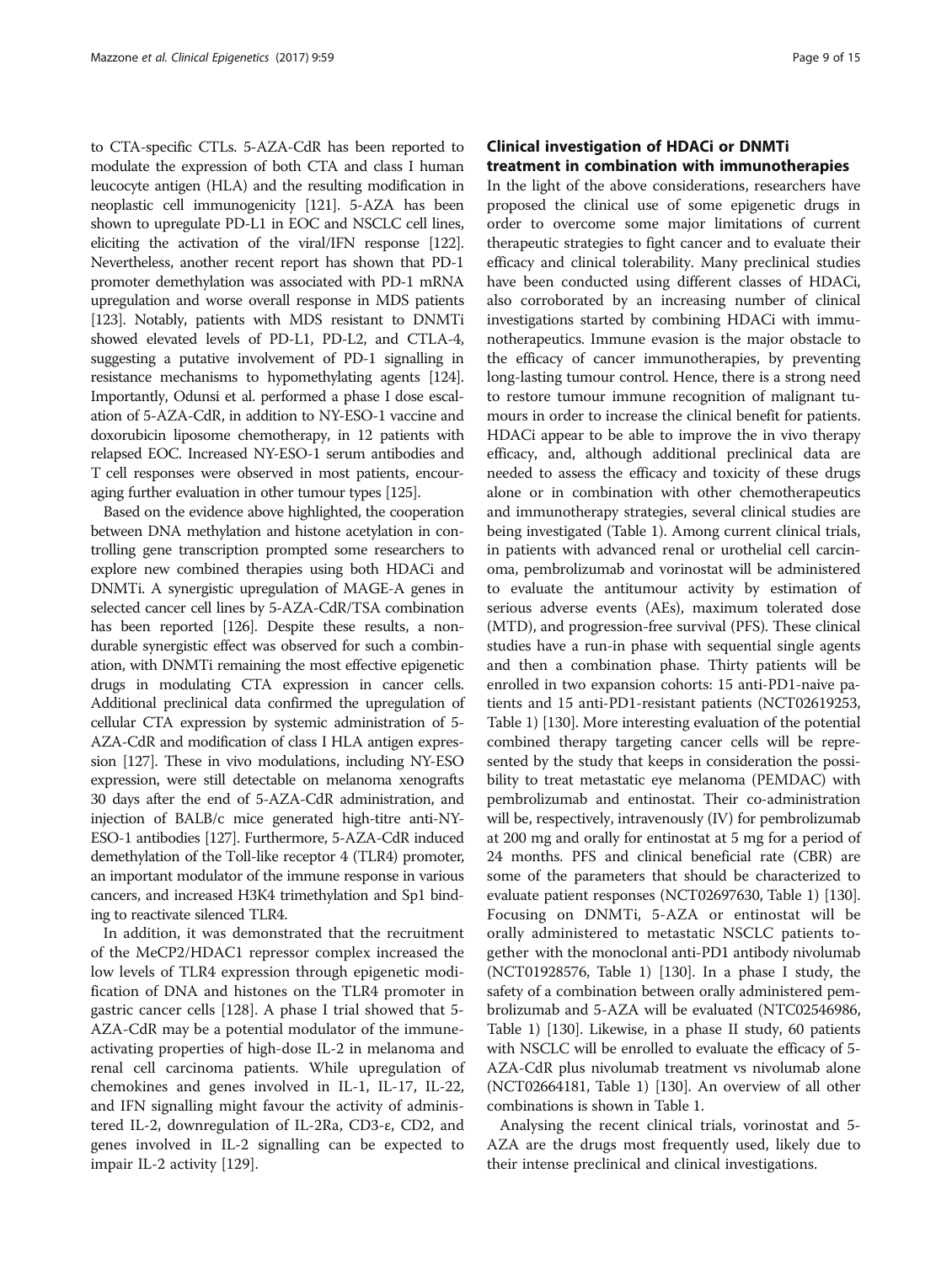to CTA-specific CTLs. 5-AZA-CdR has been reported to modulate the expression of both CTA and class I human leucocyte antigen (HLA) and the resulting modification in neoplastic cell immunogenicity [121]. 5-AZA has been shown to upregulate PD-L1 in EOC and NSCLC cell lines, eliciting the activation of the viral/IFN response [122]. Nevertheless, another recent report has shown that PD-1 promoter demethylation was associated with PD-1 mRNA upregulation and worse overall response in MDS patients [123]. Notably, patients with MDS resistant to DNMTi showed elevated levels of PD-L1, PD-L2, and CTLA-4, suggesting a putative involvement of PD-1 signalling in resistance mechanisms to hypomethylating agents [124]. Importantly, Odunsi et al. performed a phase I dose escalation of 5-AZA-CdR, in addition to NY-ESO-1 vaccine and doxorubicin liposome chemotherapy, in 12 patients with relapsed EOC. Increased NY-ESO-1 serum antibodies and T cell responses were observed in most patients, encouraging further evaluation in other tumour types [125].

Based on the evidence above highlighted, the cooperation between DNA methylation and histone acetylation in controlling gene transcription prompted some researchers to explore new combined therapies using both HDACi and DNMTi. A synergistic upregulation of MAGE-A genes in selected cancer cell lines by 5-AZA-CdR/TSA combination has been reported [126]. Despite these results, a non-durable synergistic effect was observed for such a combination, with DNMTi remaining the most effective epigenetic drugs in modulating CTA expression in cancer cells. Additional preclinical data confirmed the upregulation of cellular CTA expression by systemic administration of 5-AZA-CdR and modification of class I HLA antigen expression [127]. These in vivo modulations, including NY-ESO expression, were still detectable on melanoma xenografts 30 days after the end of 5-AZA-CdR administration, and injection of BALB/c mice generated high-titre anti-NY-ESO-1 antibodies [127]. Furthermore, 5-AZA-CdR induced demethylation of the Toll-like receptor 4 (TLR4) promoter, an important modulator of the immune response in various cancers, and increased H3K4 trimethylation and Sp1 binding to reactivate silenced TLR4.

In addition, it was demonstrated that the recruitment of the MeCP2/HDAC1 repressor complex increased the low levels of TLR4 expression through epigenetic modification of DNA and histones on the TLR4 promoter in gastric cancer cells [128]. A phase I trial showed that 5-AZA-CdR may be a potential modulator of the immune-activating properties of high-dose IL-2 in melanoma and renal cell carcinoma patients. While upregulation of chemokines and genes involved in IL-1, IL-17, IL-22, and IFN signalling might favour the activity of administered IL-2, downregulation of IL-2Ra, CD3-ε, CD2, and genes involved in IL-2 signalling can be expected to impair IL-2 activity [129].

## Clinical investigation of HDACi or DNMTi treatment in combination with immunotherapies

In the light of the above considerations, researchers have proposed the clinical use of some epigenetic drugs in order to overcome some major limitations of current therapeutic strategies to fight cancer and to evaluate their efficacy and clinical tolerability. Many preclinical studies have been conducted using different classes of HDACi, also corroborated by an increasing number of clinical investigations started by combining HDACi with immunotherapeutics. Immune evasion is the major obstacle to the efficacy of cancer immunotherapies, by preventing long-lasting tumour control. Hence, there is a strong need to restore tumour immune recognition of malignant tumours in order to increase the clinical benefit for patients. HDACi appear to be able to improve the in vivo therapy efficacy, and, although additional preclinical data are needed to assess the efficacy and toxicity of these drugs alone or in combination with other chemotherapeutics and immunotherapy strategies, several clinical studies are being investigated (Table 1). Among current clinical trials, in patients with advanced renal or urothelial cell carcinoma, pembrolizumab and vorinostat will be administered to evaluate the antitumour activity by estimation of serious adverse events (AEs), maximum tolerated dose (MTD), and progression-free survival (PFS). These clinical studies have a run-in phase with sequential single agents and then a combination phase. Thirty patients will be enrolled in two expansion cohorts: 15 anti-PD1-naive patients and 15 anti-PD1-resistant patients (NCT02619253, Table 1) [130]. More interesting evaluation of the potential combined therapy targeting cancer cells will be represented by the study that keeps in consideration the possibility to treat metastatic eye melanoma (PEMDAC) with pembrolizumab and entinostat. Their co-administration will be, respectively, intravenously (IV) for pembrolizumab at 200 mg and orally for entinostat at 5 mg for a period of 24 months. PFS and clinical beneficial rate (CBR) are some of the parameters that should be characterized to evaluate patient responses (NCT02697630, Table 1) [130]. Focusing on DNMTi, 5-AZA or entinostat will be orally administered to metastatic NSCLC patients together with the monoclonal anti-PD1 antibody nivolumab (NCT01928576, Table 1) [130]. In a phase I study, the safety of a combination between orally administered pembrolizumab and 5-AZA will be evaluated (NTC02546986, Table 1) [130]. Likewise, in a phase II study, 60 patients with NSCLC will be enrolled to evaluate the efficacy of 5-AZA-CdR plus nivolumab treatment vs nivolumab alone (NCT02664181, Table 1) [130]. An overview of all other combinations is shown in Table 1.

Analysing the recent clinical trials, vorinostat and 5-AZA are the drugs most frequently used, likely due to their intense preclinical and clinical investigations.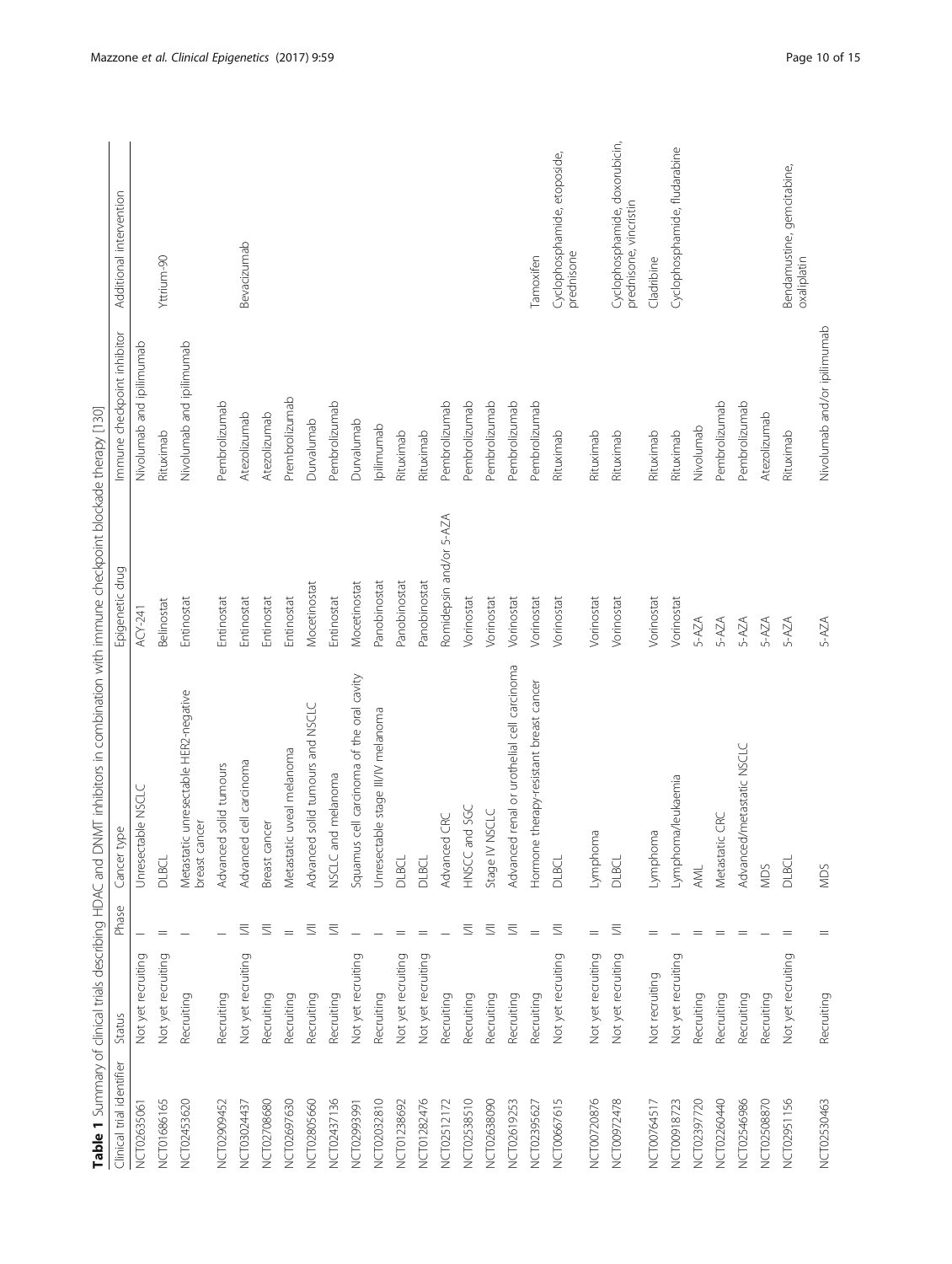**Table 1** Summary of clinical trials describing HDAC and DNMT inhibitors in combination with immune checkpoint blockade therapy [130]

| Clinical trial identifier | Status | Phase | Cancer type | Epigenetic drug | Immune checkpoint inhibitor | Additional intervention |
|---|---|---|---|---|---|---|
| NCT02635061 | Not yet recruiting | I | Unresectable NSCLC | ACY-241 | Nivolumab and ipilimumab | |
| NCT01686165 | Not yet recruiting | II | DLBCL | Belinostat | Rituximab | Yttrium-90 |
| NCT02453620 | Recruiting | I | Metastatic unresectable HER2-negative breast cancer | Entinostat | Nivolumab and ipilimumab | |
| NCT02909452 | Recruiting | I | Advanced solid tumours | Entinostat | Pembrolizumab | |
| NCT03024437 | Not yet recruiting | I/II | Advanced cell carcinoma | Entinostat | Atezolizumab | Bevacizumab |
| NCT02708680 | Recruiting | I/II | Breast cancer | Entinostat | Atezolizumab | |
| NCT02697630 | Recruiting | II | Metastatic uveal melanoma | Entinostat | Prembrolizumab | |
| NCT02805660 | Recruiting | I/II | Advanced solid tumours and NSCLC | Mocetinostat | Durvalumab | |
| NCT02437136 | Recruiting | I/II | NSCLC and melanoma | Entinostat | Pembrolizumab | |
| NCT02993991 | Not yet recruiting | I | Squamus cell carcinoma of the oral cavity | Mocetinostat | Durvalumab | |
| NCT02032810 | Recruiting | I | Unresectable stage III/IV melanoma | Panobinostat | Ipilimumab | |
| NCT01238692 | Not yet recruiting | II | DLBCL | Panobinostat | Rituximab | |
| NCT01282476 | Not yet recruiting | II | DLBCL | Panobinostat | Rituximab | |
| NCT02512172 | Recruiting | I | Advanced CRC | Romidepsin and/or 5-AZA | Pembrolizumab | |
| NCT02538510 | Recruiting | I/II | HNSCC and SGC | Vorinostat | Pembrolizumab | |
| NCT02638090 | Recruiting | I/II | Stage IV NSCLC | Vorinostat | Pembrolizumab | |
| NCT02619253 | Recruiting | I/II | Advanced renal or urothelial cell carcinoma | Vorinostat | Pembrolizumab | |
| NCT02395627 | Recruiting | II | Hormone therapy-resistant breast cancer | Vorinostat | Pembrolizumab | Tamoxifen |
| NCT00667615 | Not yet recruiting | I/II | DLBCL | Vorinostat | Rituximab | Cyclophosphamide, etoposide, prednisone |
| NCT00720876 | Not yet recruiting | II | Lymphoma | Vorinostat | Rituximab | |
| NCT00972478 | Not yet recruiting | I/II | DLBCL | Vorinostat | Rituximab | Cyclophosphamide, doxorubicin, prednisone, vincristin |
| NCT00764517 | Not recruiting | II | Lymphoma | Vorinostat | Rituximab | Cladribine |
| NCT00918723 | Not yet recruiting | I | Lymphoma/leukaemia | Vorinostat | Rituximab | Cyclophosphamide, fludarabine |
| NCT02397720 | Recruiting | II | AML | 5-AZA | Nivolumab | |
| NCT02260440 | Recruiting | II | Metastatic CRC | 5-AZA | Pembrolizumab | |
| NCT02546986 | Recruiting | II | Advanced/metastatic NSCLC | 5-AZA | Pembrolizumab | |
| NCT02508870 | Recruiting | I | MDS | 5-AZA | Atezolizumab | |
| NCT02951156 | Not yet recruiting | II | DLBCL | 5-AZA | Rituximab | Bendamustine, gemcitabine, oxaliplatin |
| NCT02530463 | Recruiting | II | MDS | 5-AZA | Nivolumab and/or ipilimumab | |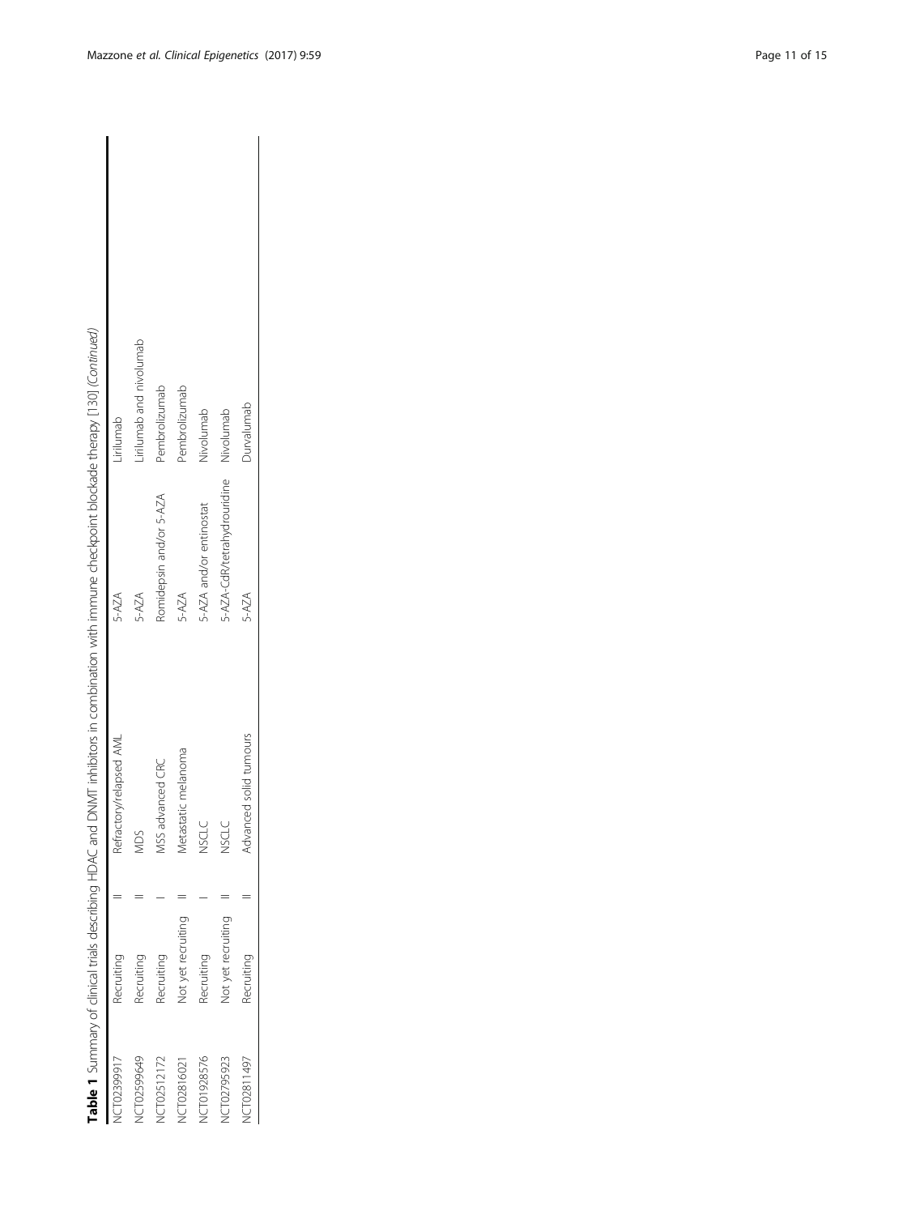**Table 1** Summary of clinical trials describing HDAC and DNMT inhibitors in combination with immune checkpoint blockade therapy [130] *(Continued)*

| | | | | | |
|---|---|---|---|---|---|
| NCT02399917 | Recruiting | II | Refractory/relapsed AML | 5-AZA | Lirilumab |
| NCT02599649 | Recruiting | II | MDS | 5-AZA | Lirilumab and nivolumab |
| NCT02512172 | Recruiting | I | MSS advanced CRC | Romidepsin and/or 5-AZA | Pembrolizumab |
| NCT02816021 | Not yet recruiting | II | Metastatic melanoma | 5-AZA | Pembrolizumab |
| NCT01928576 | Recruiting | I | NSCLC | 5-AZA and/or entinostat | Nivolumab |
| NCT02795923 | Not yet recruiting | II | NSCLC | 5-AZA-CdR/tetrahydrouridine | Nivolumab |
| NCT02811497 | Recruiting | II | Advanced solid tumours | 5-AZA | Durvalumab |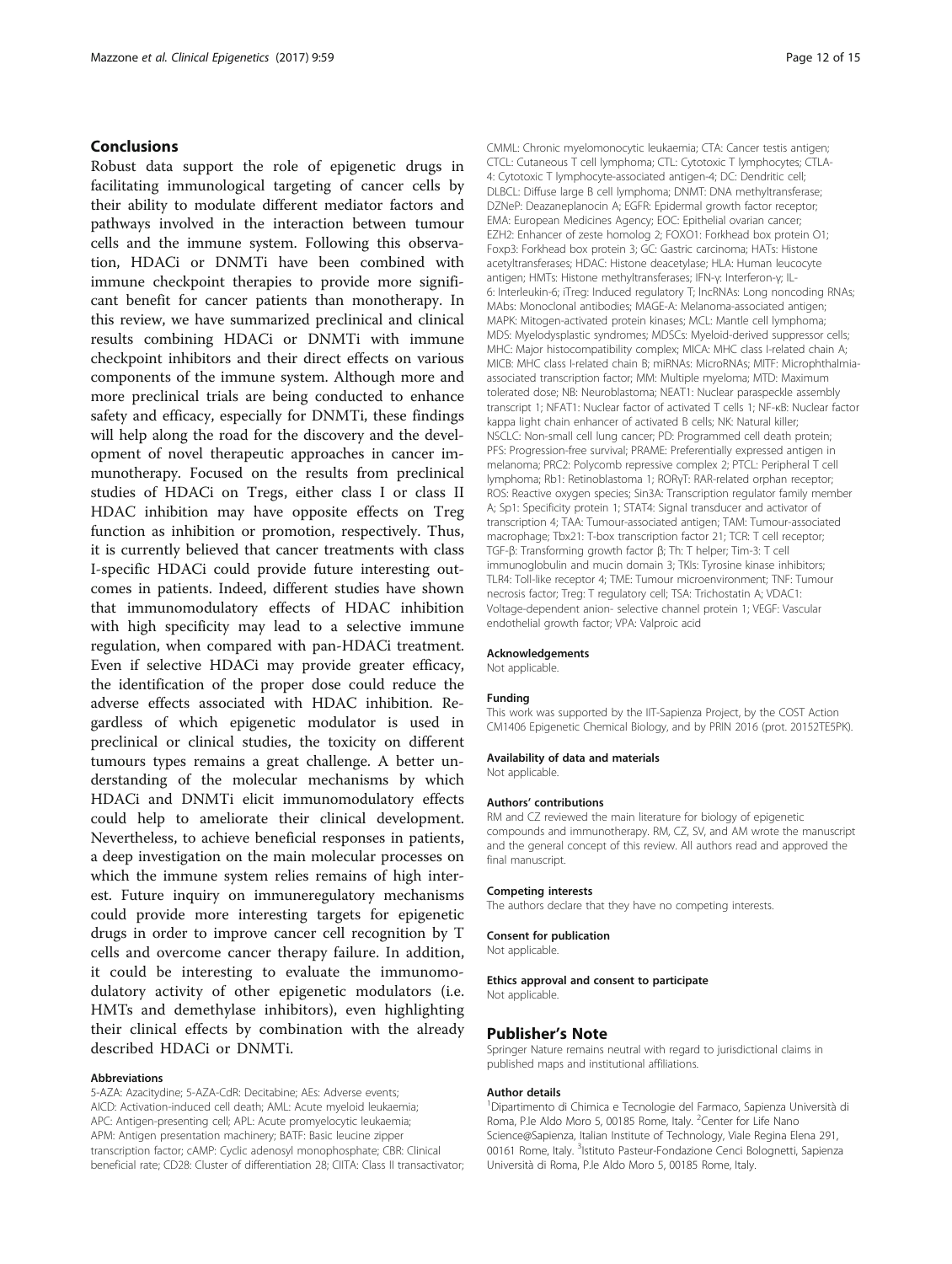## Conclusions

Robust data support the role of epigenetic drugs in facilitating immunological targeting of cancer cells by their ability to modulate different mediator factors and pathways involved in the interaction between tumour cells and the immune system. Following this observation, HDACi or DNMTi have been combined with immune checkpoint therapies to provide more significant benefit for cancer patients than monotherapy. In this review, we have summarized preclinical and clinical results combining HDACi or DNMTi with immune checkpoint inhibitors and their direct effects on various components of the immune system. Although more and more preclinical trials are being conducted to enhance safety and efficacy, especially for DNMTi, these findings will help along the road for the discovery and the development of novel therapeutic approaches in cancer immunotherapy. Focused on the results from preclinical studies of HDACi on Tregs, either class I or class II HDAC inhibition may have opposite effects on Treg function as inhibition or promotion, respectively. Thus, it is currently believed that cancer treatments with class I-specific HDACi could provide future interesting outcomes in patients. Indeed, different studies have shown that immunomodulatory effects of HDAC inhibition with high specificity may lead to a selective immune regulation, when compared with pan-HDACi treatment. Even if selective HDACi may provide greater efficacy, the identification of the proper dose could reduce the adverse effects associated with HDAC inhibition. Regardless of which epigenetic modulator is used in preclinical or clinical studies, the toxicity on different tumours types remains a great challenge. A better understanding of the molecular mechanisms by which HDACi and DNMTi elicit immunomodulatory effects could help to ameliorate their clinical development. Nevertheless, to achieve beneficial responses in patients, a deep investigation on the main molecular processes on which the immune system relies remains of high interest. Future inquiry on immuneregulatory mechanisms could provide more interesting targets for epigenetic drugs in order to improve cancer cell recognition by T cells and overcome cancer therapy failure. In addition, it could be interesting to evaluate the immunomodulatory activity of other epigenetic modulators (i.e. HMTs and demethylase inhibitors), even highlighting their clinical effects by combination with the already described HDACi or DNMTi.

#### Abbreviations

5-AZA: Azacitydine; 5-AZA-CdR: Decitabine; AEs: Adverse events; AICD: Activation-induced cell death; AML: Acute myeloid leukaemia; APC: Antigen-presenting cell; APL: Acute promyelocytic leukaemia; APM: Antigen presentation machinery; BATF: Basic leucine zipper transcription factor; cAMP: Cyclic adenosyl monophosphate; CBR: Clinical beneficial rate; CD28: Cluster of differentiation 28; CIITA: Class II transactivator; CMML: Chronic myelomonocytic leukaemia; CTA: Cancer testis antigen; CTCL: Cutaneous T cell lymphoma; CTL: Cytotoxic T lymphocytes; CTLA-4: Cytotoxic T lymphocyte-associated antigen-4; DC: Dendritic cell; DLBCL: Diffuse large B cell lymphoma; DNMT: DNA methyltransferase; DZNeP: Deazaneplanocin A; EGFR: Epidermal growth factor receptor; EMA: European Medicines Agency; EOC: Epithelial ovarian cancer; EZH2: Enhancer of zeste homolog 2; FOXO1: Forkhead box protein O1; Foxp3: Forkhead box protein 3; GC: Gastric carcinoma; HATs: Histone acetyltransferases; HDAC: Histone deacetylase; HLA: Human leucocyte antigen; HMTs: Histone methyltransferases; IFN-γ: Interferon-γ; IL-6: Interleukin-6; iTreg: Induced regulatory T; lncRNAs: Long noncoding RNAs; MAbs: Monoclonal antibodies; MAGE-A: Melanoma-associated antigen; MAPK: Mitogen-activated protein kinases; MCL: Mantle cell lymphoma; MDS: Myelodysplastic syndromes; MDSCs: Myeloid-derived suppressor cells; MHC: Major histocompatibility complex; MICA: MHC class I-related chain A; MICB: MHC class I-related chain B; miRNAs: MicroRNAs; MITF: Microphthalmia-associated transcription factor; MM: Multiple myeloma; MTD: Maximum tolerated dose; NB: Neuroblastoma; NEAT1: Nuclear paraspeckle assembly transcript 1; NFAT1: Nuclear factor of activated T cells 1; NF-κB: Nuclear factor kappa light chain enhancer of activated B cells; NK: Natural killer; NSCLC: Non-small cell lung cancer; PD: Programmed cell death protein; PFS: Progression-free survival; PRAME: Preferentially expressed antigen in melanoma; PRC2: Polycomb repressive complex 2; PTCL: Peripheral T cell lymphoma; Rb1: Retinoblastoma 1; RORγT: RAR-related orphan receptor; ROS: Reactive oxygen species; Sin3A: Transcription regulator family member A; Sp1: Specificity protein 1; STAT4: Signal transducer and activator of transcription 4; TAA: Tumour-associated antigen; TAM: Tumour-associated macrophage; Tbx21: T-box transcription factor 21; TCR: T cell receptor; TGF-β: Transforming growth factor β; Th: T helper; Tim-3: T cell immunoglobulin and mucin domain 3; TKIs: Tyrosine kinase inhibitors; TLR4: Toll-like receptor 4; TME: Tumour microenvironment; TNF: Tumour necrosis factor; Treg: T regulatory cell; TSA: Trichostatin A; VDAC1: Voltage-dependent anion- selective channel protein 1; VEGF: Vascular endothelial growth factor; VPA: Valproic acid

#### Acknowledgements

Not applicable.

#### Funding

This work was supported by the IIT-Sapienza Project, by the COST Action CM1406 Epigenetic Chemical Biology, and by PRIN 2016 (prot. 20152TE5PK).

#### Availability of data and materials

Not applicable.

#### Authors' contributions

RM and CZ reviewed the main literature for biology of epigenetic compounds and immunotherapy. RM, CZ, SV, and AM wrote the manuscript and the general concept of this review. All authors read and approved the final manuscript.

#### Competing interests

The authors declare that they have no competing interests.

#### Consent for publication

Not applicable.

#### Ethics approval and consent to participate

Not applicable.

## Publisher's Note

Springer Nature remains neutral with regard to jurisdictional claims in published maps and institutional affiliations.

#### Author details

[1]Dipartimento di Chimica e Tecnologie del Farmaco, Sapienza Università di Roma, P.le Aldo Moro 5, 00185 Rome, Italy. [2]Center for Life Nano Science@Sapienza, Italian Institute of Technology, Viale Regina Elena 291, 00161 Rome, Italy. [3]Istituto Pasteur-Fondazione Cenci Bolognetti, Sapienza Università di Roma, P.le Aldo Moro 5, 00185 Rome, Italy.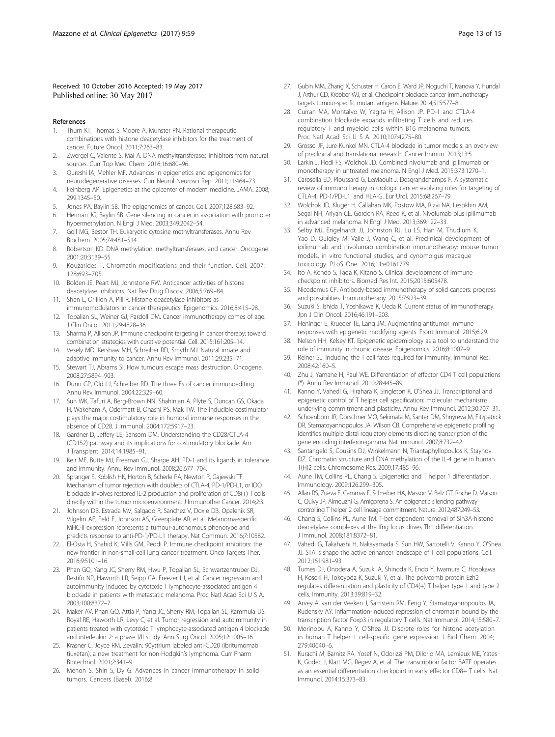Received: 10 October 2016 Accepted: 19 May 2017
Published online: 30 May 2017

## References

1. Thurn KT, Thomas S, Moore A, Munster PN. Rational therapeutic combinations with histone deacetylase inhibitors for the treatment of cancer. Future Oncol. 2011;7:263–83.
2. Zwergel C, Valente S, Mai A. DNA methyltransferases inhibitors from natural sources. Curr Top Med Chem. 2016;16:680–96.
3. Qureshi IA, Mehler MF. Advances in epigenetics and epigenomics for neurodegenerative diseases. Curr Neurol Neurosci Rep. 2011;11:464–73.
4. Feinberg AP. Epigenetics at the epicenter of modern medicine. JAMA. 2008; 299:1345–50.
5. Jones PA, Baylin SB. The epigenomics of cancer. Cell. 2007;128:683–92.
6. Herman JG, Baylin SB. Gene silencing in cancer in association with promoter hypermethylation. N Engl J Med. 2003;349:2042–54.
7. Goll MG, Bestor TH. Eukaryotic cytosine methyltransferases. Annu Rev Biochem. 2005;74:481–514.
8. Robertson KD. DNA methylation, methyltransferases, and cancer. Oncogene. 2001;20:3139–55.
9. Kouzarides T. Chromatin modifications and their function. Cell. 2007; 128:693–705.
10. Bolden JE, Peart MJ, Johnstone RW. Anticancer activities of histone deacetylase inhibitors. Nat Rev Drug Discov. 2006;5:769–84.
11. Shen L, Orillion A, Pili R. Histone deacetylase inhibitors as immunomodulators in cancer therapeutics. Epigenomics. 2016;8:415–28.
12. Topalian SL, Weiner GJ, Pardoll DM. Cancer immunotherapy comes of age. J Clin Oncol. 2011;29:4828–36.
13. Sharma P, Allison JP. Immune checkpoint targeting in cancer therapy: toward combination strategies with curative potential. Cell. 2015;161:205–14.
14. Vesely MD, Kershaw MH, Schreiber RD, Smyth MJ. Natural innate and adaptive immunity to cancer. Annu Rev Immunol. 2011;29:235–71.
15. Stewart TJ, Abrams SI. How tumours escape mass destruction. Oncogene. 2008;27:5894–903.
16. Dunn GP, Old LJ, Schreiber RD. The three Es of cancer immunoediting. Annu Rev Immunol. 2004;22:329–60.
17. Suh WK, Tafuri A, Berg-Brown NN, Shahinian A, Plyte S, Duncan GS, Okada H, Wakeham A, Odermatt B, Ohashi PS, Mak TW. The inducible costimulator plays the major costimulatory role in humoral immune responses in the absence of CD28. J Immunol. 2004;172:5917–23.
18. Gardner D, Jeffery LE, Sansom DM. Understanding the CD28/CTLA-4 (CD152) pathway and its implications for costimulatory blockade. Am J Transplant. 2014;14:1985–91.
19. Keir ME, Butte MJ, Freeman GJ, Sharpe AH. PD-1 and its ligands in tolerance and immunity. Annu Rev Immunol. 2008;26:677–704.
20. Spranger S, Koblish HK, Horton B, Scherle PA, Newton R, Gajewski TF. Mechanism of tumor rejection with doublets of CTLA-4, PD-1/PD-L1, or IDO blockade involves restored IL-2 production and proliferation of CD8(+) T cells directly within the tumor microenvironment. J Immunother Cancer. 2014;2:3.
21. Johnson DB, Estrada MV, Salgado R, Sanchez V, Doxie DB, Opalenik SR, Vilgelm AE, Feld E, Johnson AS, Greenplate AR, et al. Melanoma-specific MHC-II expression represents a tumour-autonomous phenotype and predicts response to anti-PD-1/PD-L1 therapy. Nat Commun. 2016;7:10582.
22. El-Osta H, Shahid K, Mills GM, Peddi P. Immune checkpoint inhibitors: the new frontier in non-small-cell lung cancer treatment. Onco Targets Ther. 2016;9:5101–16.
23. Phan GQ, Yang JC, Sherry RM, Hwu P, Topalian SL, Schwartzentruber DJ, Restifo NP, Haworth LR, Seipp CA, Freezer LJ, et al. Cancer regression and autoimmunity induced by cytotoxic T lymphocyte-associated antigen 4 blockade in patients with metastatic melanoma. Proc Natl Acad Sci U S A. 2003;100:8372–7.
24. Maker AV, Phan GQ, Attia P, Yang JC, Sherry RM, Topalian SL, Kammula US, Royal RE, Haworth LR, Levy C, et al. Tumor regression and autoimmunity in patients treated with cytotoxic T lymphocyte-associated antigen 4 blockade and interleukin 2: a phase I/II study. Ann Surg Oncol. 2005;12:1005–16.
25. Krasner C, Joyce RM. Zevalin: 90yttrium labeled anti-CD20 (ibritumomab tiuxetan), a new treatment for non-Hodgkin's lymphoma. Curr Pharm Biotechnol. 2001;2:341–9.
26. Menon S, Shin S, Dy G. Advances in cancer immunotherapy in solid tumors. Cancers (Basel). 2016;8.
27. Gubin MM, Zhang X, Schuster H, Caron E, Ward JP, Noguchi T, Ivanova Y, Hundal J, Arthur CD, Krebber WJ, et al. Checkpoint blockade cancer immunotherapy targets tumour-specific mutant antigens. Nature. 2014;515:577–81.
28. Curran MA, Montalvo W, Yagita H, Allison JP. PD-1 and CTLA-4 combination blockade expands infiltrating T cells and reduces regulatory T and myeloid cells within B16 melanoma tumors. Proc Natl Acad Sci U S A. 2010;107:4275–80.
29. Grosso JF, Jure-Kunkel MN. CTLA-4 blockade in tumor models: an overview of preclinical and translational research. Cancer Immun. 2013;13:5.
30. Larkin J, Hodi FS, Wolchok JD. Combined nivolumab and ipilimumab or monotherapy in untreated melanoma. N Engl J Med. 2015;373:1270–1.
31. Carosella ED, Ploussard G, LeMaoult J, Desgrandchamps F. A systematic review of immunotherapy in urologic cancer: evolving roles for targeting of CTLA-4, PD-1/PD-L1, and HLA-G. Eur Urol. 2015;68:267–79.
32. Wolchok JD, Kluger H, Callahan MK, Postow MA, Rizvi NA, Lesokhin AM, Segal NH, Ariyan CE, Gordon RA, Reed K, et al. Nivolumab plus ipilimumab in advanced melanoma. N Engl J Med. 2013;369:122–33.
33. Selby MJ, Engelhardt JJ, Johnston RJ, Lu LS, Han M, Thudium K, Yao D, Quigley M, Valle J, Wang C, et al. Preclinical development of ipilimumab and nivolumab combination immunotherapy: mouse tumor models, in vitro functional studies, and cynomolgus macaque toxicology. PLoS One. 2016;11:e0161779.
34. Ito A, Kondo S, Tada K, Kitano S. Clinical development of immune checkpoint inhibitors. Biomed Res Int. 2015;2015:605478.
35. Nicodemus CF. Antibody-based immunotherapy of solid cancers: progress and possibilities. Immunotherapy. 2015;7:923–39.
36. Suzuki S, Ishida T, Yoshikawa K, Ueda R. Current status of immunotherapy. Jpn J Clin Oncol. 2016;46:191–203.
37. Heninger E, Krueger TE, Lang JM. Augmenting antitumor immune responses with epigenetic modifying agents. Front Immunol. 2015;6:29.
38. Nelson HH, Kelsey KT. Epigenetic epidemiology as a tool to understand the role of immunity in chronic disease. Epigenomics. 2016;8:1007–9.
39. Reiner SL. Inducing the T cell fates required for immunity. Immunol Res. 2008;42:160–5.
40. Zhu J, Yamane H, Paul WE. Differentiation of effector CD4 T cell populations (*). Annu Rev Immunol. 2010;28:445–89.
41. Kanno Y, Vahedi G, Hirahara K, Singleton K, O'Shea JJ. Transcriptional and epigenetic control of T helper cell specification: molecular mechanisms underlying commitment and plasticity. Annu Rev Immunol. 2012;30:707–31.
42. Schoenborn JR, Dorschner MO, Sekimata M, Santer DM, Shnyreva M, Fitzpatrick DR, Stamatoyannopoulos JA, Wilson CB. Comprehensive epigenetic profiling identifies multiple distal regulatory elements directing transcription of the gene encoding interferon-gamma. Nat Immunol. 2007;8:732–42.
43. Santangelo S, Cousins DJ, Winkelmann N, Triantaphyllopoulos K, Staynov DZ. Chromatin structure and DNA methylation of the IL-4 gene in human T(H)2 cells. Chromosome Res. 2009;17:485–96.
44. Aune TM, Collins PL, Chang S. Epigenetics and T helper 1 differentiation. Immunology. 2009;126:299–305.
45. Allan RS, Zueva E, Cammas F, Schreiber HA, Masson V, Belz GT, Roche D, Maison C, Quivy JP, Almouzni G, Amigorena S. An epigenetic silencing pathway controlling T helper 2 cell lineage commitment. Nature. 2012;487:249–53.
46. Chang S, Collins PL, Aune TM. T-bet dependent removal of Sin3A-histone deacetylase complexes at the Ifng locus drives Th1 differentiation. J Immunol. 2008;181:8372–81.
47. Vahedi G, Takahashi H, Nakayamada S, Sun HW, Sartorelli V, Kanno Y, O'Shea JJ. STATs shape the active enhancer landscape of T cell populations. Cell. 2012;151:981–93.
48. Tumes DJ, Onodera A, Suzuki A, Shinoda K, Endo Y, Iwamura C, Hosokawa H, Koseki H, Tokoyoda K, Suzuki Y, et al. The polycomb protein Ezh2 regulates differentiation and plasticity of CD4(+) T helper type 1 and type 2 cells. Immunity. 2013;39:819–32.
49. Arvey A, van der Veeken J, Samstein RM, Feng Y, Stamatoyannopoulos JA, Rudensky AY. Inflammation-induced repression of chromatin bound by the transcription factor Foxp3 in regulatory T cells. Nat Immunol. 2014;15:580–7.
50. Morinobu A, Kanno Y, O'Shea JJ. Discrete roles for histone acetylation in human T helper 1 cell-specific gene expression. J Biol Chem. 2004; 279:40640–6.
51. Kurachi M, Barnitz RA, Yosef N, Odorizzi PM, Dilorio MA, Lemieux ME, Yates K, Godec J, Klatt MG, Regev A, et al. The transcription factor BATF operates as an essential differentiation checkpoint in early effector CD8+ T cells. Nat Immunol. 2014;15:373–83.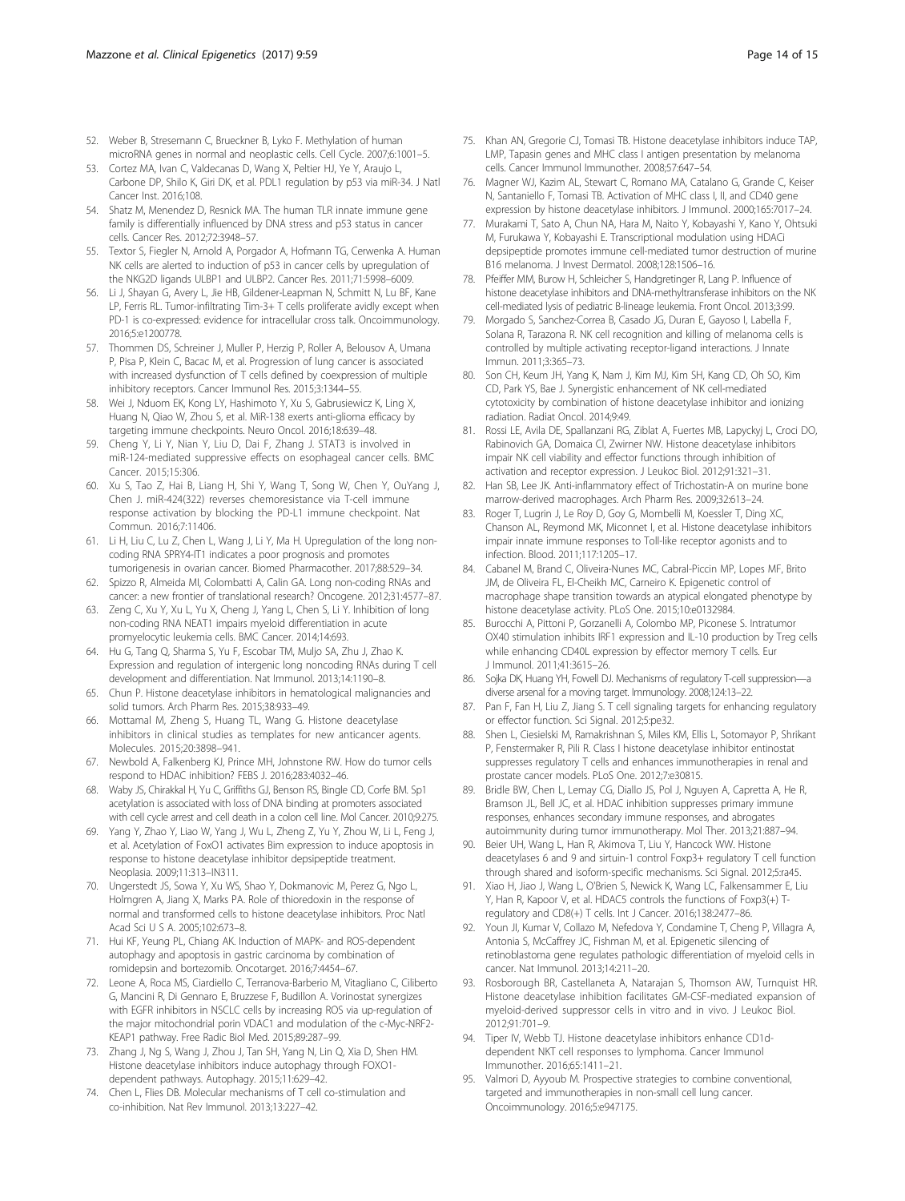52. Weber B, Stresemann C, Brueckner B, Lyko F. Methylation of human microRNA genes in normal and neoplastic cells. Cell Cycle. 2007;6:1001–5.
53. Cortez MA, Ivan C, Valdecanas D, Wang X, Peltier HJ, Ye Y, Araujo L, Carbone DP, Shilo K, Giri DK, et al. PDL1 regulation by p53 via miR-34. J Natl Cancer Inst. 2016;108.
54. Shatz M, Menendez D, Resnick MA. The human TLR innate immune gene family is differentially influenced by DNA stress and p53 status in cancer cells. Cancer Res. 2012;72:3948–57.
55. Textor S, Fiegler N, Arnold A, Porgador A, Hofmann TG, Cerwenka A. Human NK cells are alerted to induction of p53 in cancer cells by upregulation of the NKG2D ligands ULBP1 and ULBP2. Cancer Res. 2011;71:5998–6009.
56. Li J, Shayan G, Avery L, Jie HB, Gildener-Leapman N, Schmitt N, Lu BF, Kane LP, Ferris RL. Tumor-infiltrating Tim-3+ T cells proliferate avidly except when PD-1 is co-expressed: evidence for intracellular cross talk. Oncoimmunology. 2016;5:e1200778.
57. Thommen DS, Schreiner J, Muller P, Herzig P, Roller A, Belousov A, Umana P, Pisa P, Klein C, Bacac M, et al. Progression of lung cancer is associated with increased dysfunction of T cells defined by coexpression of multiple inhibitory receptors. Cancer Immunol Res. 2015;3:1344–55.
58. Wei J, Nduom EK, Kong LY, Hashimoto Y, Xu S, Gabrusiewicz K, Ling X, Huang N, Qiao W, Zhou S, et al. MiR-138 exerts anti-glioma efficacy by targeting immune checkpoints. Neuro Oncol. 2016;18:639–48.
59. Cheng Y, Li Y, Nian Y, Liu D, Dai F, Zhang J. STAT3 is involved in miR-124-mediated suppressive effects on esophageal cancer cells. BMC Cancer. 2015;15:306.
60. Xu S, Tao Z, Hai B, Liang H, Shi Y, Wang T, Song W, Chen Y, OuYang J, Chen J. miR-424(322) reverses chemoresistance via T-cell immune response activation by blocking the PD-L1 immune checkpoint. Nat Commun. 2016;7:11406.
61. Li H, Liu C, Lu Z, Chen L, Wang J, Li Y, Ma H. Upregulation of the long non-coding RNA SPRY4-IT1 indicates a poor prognosis and promotes tumorigenesis in ovarian cancer. Biomed Pharmacother. 2017;88:529–34.
62. Spizzo R, Almeida MI, Colombatti A, Calin GA. Long non-coding RNAs and cancer: a new frontier of translational research? Oncogene. 2012;31:4577–87.
63. Zeng C, Xu Y, Xu L, Yu X, Cheng J, Yang L, Chen S, Li Y. Inhibition of long non-coding RNA NEAT1 impairs myeloid differentiation in acute promyelocytic leukemia cells. BMC Cancer. 2014;14:693.
64. Hu G, Tang Q, Sharma S, Yu F, Escobar TM, Muljo SA, Zhu J, Zhao K. Expression and regulation of intergenic long noncoding RNAs during T cell development and differentiation. Nat Immunol. 2013;14:1190–8.
65. Chun P. Histone deacetylase inhibitors in hematological malignancies and solid tumors. Arch Pharm Res. 2015;38:933–49.
66. Mottamal M, Zheng S, Huang TL, Wang G. Histone deacetylase inhibitors in clinical studies as templates for new anticancer agents. Molecules. 2015;20:3898–941.
67. Newbold A, Falkenberg KJ, Prince MH, Johnstone RW. How do tumor cells respond to HDAC inhibition? FEBS J. 2016;283:4032–46.
68. Waby JS, Chirakkal H, Yu C, Griffiths GJ, Benson RS, Bingle CD, Corfe BM. Sp1 acetylation is associated with loss of DNA binding at promoters associated with cell cycle arrest and cell death in a colon cell line. Mol Cancer. 2010;9:275.
69. Yang Y, Zhao Y, Liao W, Yang J, Wu L, Zheng Z, Yu Y, Zhou W, Li L, Feng J, et al. Acetylation of FoxO1 activates Bim expression to induce apoptosis in response to histone deacetylase inhibitor depsipeptide treatment. Neoplasia. 2009;11:313–IN311.
70. Ungerstedt JS, Sowa Y, Xu WS, Shao Y, Dokmanovic M, Perez G, Ngo L, Holmgren A, Jiang X, Marks PA. Role of thioredoxin in the response of normal and transformed cells to histone deacetylase inhibitors. Proc Natl Acad Sci U S A. 2005;102:673–8.
71. Hui KF, Yeung PL, Chiang AK. Induction of MAPK- and ROS-dependent autophagy and apoptosis in gastric carcinoma by combination of romidepsin and bortezomib. Oncotarget. 2016;7:4454–67.
72. Leone A, Roca MS, Ciardiello C, Terranova-Barberio M, Vitagliano C, Ciliberto G, Mancini R, Di Gennaro E, Bruzzese F, Budillon A. Vorinostat synergizes with EGFR inhibitors in NSCLC cells by increasing ROS via up-regulation of the major mitochondrial porin VDAC1 and modulation of the c-Myc-NRF2-KEAP1 pathway. Free Radic Biol Med. 2015;89:287–99.
73. Zhang J, Ng S, Wang J, Zhou J, Tan SH, Yang N, Lin Q, Xia D, Shen HM. Histone deacetylase inhibitors induce autophagy through FOXO1-dependent pathways. Autophagy. 2015;11:629–42.
74. Chen L, Flies DB. Molecular mechanisms of T cell co-stimulation and co-inhibition. Nat Rev Immunol. 2013;13:227–42.
75. Khan AN, Gregorie CJ, Tomasi TB. Histone deacetylase inhibitors induce TAP, LMP, Tapasin genes and MHC class I antigen presentation by melanoma cells. Cancer Immunol Immunother. 2008;57:647–54.
76. Magner WJ, Kazim AL, Stewart C, Romano MA, Catalano G, Grande C, Keiser N, Santaniello F, Tomasi TB. Activation of MHC class I, II, and CD40 gene expression by histone deacetylase inhibitors. J Immunol. 2000;165:7017–24.
77. Murakami T, Sato A, Chun NA, Hara M, Naito Y, Kobayashi Y, Kano Y, Ohtsuki M, Furukawa Y, Kobayashi E. Transcriptional modulation using HDACi depsipeptide promotes immune cell-mediated tumor destruction of murine B16 melanoma. J Invest Dermatol. 2008;128:1506–16.
78. Pfeiffer MM, Burow H, Schleicher S, Handgretinger R, Lang P. Influence of histone deacetylase inhibitors and DNA-methyltransferase inhibitors on the NK cell-mediated lysis of pediatric B-lineage leukemia. Front Oncol. 2013;3:99.
79. Morgado S, Sanchez-Correa B, Casado JG, Duran E, Gayoso I, Labella F, Solana R, Tarazona R. NK cell recognition and killing of melanoma cells is controlled by multiple activating receptor-ligand interactions. J Innate Immun. 2011;3:365–73.
80. Son CH, Keum JH, Yang K, Nam J, Kim MJ, Kim SH, Kang CD, Oh SO, Kim CD, Park YS, Bae J. Synergistic enhancement of NK cell-mediated cytotoxicity by combination of histone deacetylase inhibitor and ionizing radiation. Radiat Oncol. 2014;9:49.
81. Rossi LE, Avila DE, Spallanzani RG, Ziblat A, Fuertes MB, Lapyckyj L, Croci DO, Rabinovich GA, Domaica CI, Zwirner NW. Histone deacetylase inhibitors impair NK cell viability and effector functions through inhibition of activation and receptor expression. J Leukoc Biol. 2012;91:321–31.
82. Han SB, Lee JK. Anti-inflammatory effect of Trichostatin-A on murine bone marrow-derived macrophages. Arch Pharm Res. 2009;32:613–24.
83. Roger T, Lugrin J, Le Roy D, Goy G, Mombelli M, Koessler T, Ding XC, Chanson AL, Reymond MK, Miconnet I, et al. Histone deacetylase inhibitors impair innate immune responses to Toll-like receptor agonists and to infection. Blood. 2011;117:1205–17.
84. Cabanel M, Brand C, Oliveira-Nunes MC, Cabral-Piccin MP, Lopes MF, Brito JM, de Oliveira FL, El-Cheikh MC, Carneiro K. Epigenetic control of macrophage shape transition towards an atypical elongated phenotype by histone deacetylase activity. PLoS One. 2015;10:e0132984.
85. Burocchi A, Pittoni P, Gorzanelli A, Colombo MP, Piconese S. Intratumor OX40 stimulation inhibits IRF1 expression and IL-10 production by Treg cells while enhancing CD40L expression by effector memory T cells. Eur J Immunol. 2011;41:3615–26.
86. Sojka DK, Huang YH, Fowell DJ. Mechanisms of regulatory T-cell suppression—a diverse arsenal for a moving target. Immunology. 2008;124:13–22.
87. Pan F, Fan H, Liu Z, Jiang S. T cell signaling targets for enhancing regulatory or effector function. Sci Signal. 2012;5:pe32.
88. Shen L, Ciesielski M, Ramakrishnan S, Miles KM, Ellis L, Sotomayor P, Shrikant P, Fenstermaker R, Pili R. Class I histone deacetylase inhibitor entinostat suppresses regulatory T cells and enhances immunotherapies in renal and prostate cancer models. PLoS One. 2012;7:e30815.
89. Bridle BW, Chen L, Lemay CG, Diallo JS, Pol J, Nguyen A, Capretta A, He R, Bramson JL, Bell JC, et al. HDAC inhibition suppresses primary immune responses, enhances secondary immune responses, and abrogates autoimmunity during tumor immunotherapy. Mol Ther. 2013;21:887–94.
90. Beier UH, Wang L, Han R, Akimova T, Liu Y, Hancock WW. Histone deacetylases 6 and 9 and sirtuin-1 control Foxp3+ regulatory T cell function through shared and isoform-specific mechanisms. Sci Signal. 2012;5:ra45.
91. Xiao H, Jiao J, Wang L, O'Brien S, Newick K, Wang LC, Falkensammer E, Liu Y, Han R, Kapoor V, et al. HDAC5 controls the functions of Foxp3(+) T-regulatory and CD8(+) T cells. Int J Cancer. 2016;138:2477–86.
92. Youn JI, Kumar V, Collazo M, Nefedova Y, Condamine T, Cheng P, Villagra A, Antonia S, McCaffrey JC, Fishman M, et al. Epigenetic silencing of retinoblastoma gene regulates pathologic differentiation of myeloid cells in cancer. Nat Immunol. 2013;14:211–20.
93. Rosborough BR, Castellaneta A, Natarajan S, Thomson AW, Turnquist HR. Histone deacetylase inhibition facilitates GM-CSF-mediated expansion of myeloid-derived suppressor cells in vitro and in vivo. J Leukoc Biol. 2012;91:701–9.
94. Tiper IV, Webb TJ. Histone deacetylase inhibitors enhance CD1d-dependent NKT cell responses to lymphoma. Cancer Immunol Immunother. 2016;65:1411–21.
95. Valmori D, Ayyoub M. Prospective strategies to combine conventional, targeted and immunotherapies in non-small cell lung cancer. Oncoimmunology. 2016;5:e947175.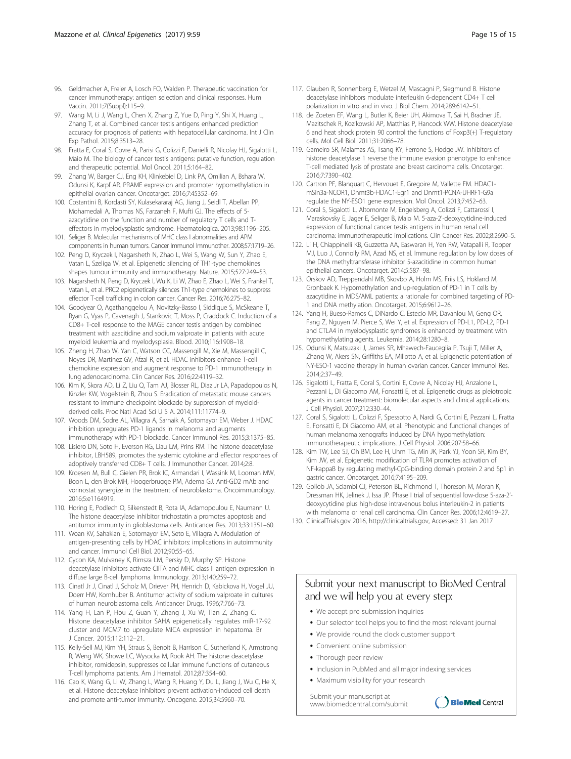96. Geldmacher A, Freier A, Losch FO, Walden P. Therapeutic vaccination for cancer immunotherapy: antigen selection and clinical responses. Hum Vaccin. 2011;7(Suppl):115–9.
97. Wang M, Li J, Wang L, Chen X, Zhang Z, Yue D, Ping Y, Shi X, Huang L, Zhang T, et al. Combined cancer testis antigens enhanced prediction accuracy for prognosis of patients with hepatocellular carcinoma. Int J Clin Exp Pathol. 2015;8:3513–28.
98. Fratta E, Coral S, Covre A, Parisi G, Colizzi F, Danielli R, Nicolay HJ, Sigalotti L, Maio M. The biology of cancer testis antigens: putative function, regulation and therapeutic potential. Mol Oncol. 2011;5:164–82.
99. Zhang W, Barger CJ, Eng KH, Klinkebiel D, Link PA, Omilian A, Bshara W, Odunsi K, Karpf AR. PRAME expression and promoter hypomethylation in epithelial ovarian cancer. Oncotarget. 2016;7:45352–69.
100. Costantini B, Kordasti SY, Kulasekararaj AG, Jiang J, Seidl T, Abellan PP, Mohamedali A, Thomas NS, Farzaneh F, Mufti GJ. The effects of 5-azacytidine on the function and number of regulatory T cells and T-effectors in myelodysplastic syndrome. Haematologica. 2013;98:1196–205.
101. Seliger B. Molecular mechanisms of MHC class I abnormalities and APM components in human tumors. Cancer Immunol Immunother. 2008;57:1719–26.
102. Peng D, Kryczek I, Nagarsheth N, Zhao L, Wei S, Wang W, Sun Y, Zhao E, Vatan L, Szeliga W, et al. Epigenetic silencing of TH1-type chemokines shapes tumour immunity and immunotherapy. Nature. 2015;527:249–53.
103. Nagarsheth N, Peng D, Kryczek I, Wu K, Li W, Zhao E, Zhao L, Wei S, Frankel T, Vatan L, et al. PRC2 epigenetically silences Th1-type chemokines to suppress effector T-cell trafficking in colon cancer. Cancer Res. 2016;76:275–82.
104. Goodyear O, Agathanggelou A, Novitzky-Basso I, Siddique S, McSkeane T, Ryan G, Vyas P, Cavenagh J, Stankovic T, Moss P, Craddock C. Induction of a CD8+ T-cell response to the MAGE cancer testis antigen by combined treatment with azacitidine and sodium valproate in patients with acute myeloid leukemia and myelodysplasia. Blood. 2010;116:1908–18.
105. Zheng H, Zhao W, Yan C, Watson CC, Massengill M, Xie M, Massengill C, Noyes DR, Martinez GV, Afzal R, et al. HDAC inhibitors enhance T-cell chemokine expression and augment response to PD-1 immunotherapy in lung adenocarcinoma. Clin Cancer Res. 2016;22:4119–32.
106. Kim K, Skora AD, Li Z, Liu Q, Tam AJ, Blosser RL, Diaz Jr LA, Papadopoulos N, Kinzler KW, Vogelstein B, Zhou S. Eradication of metastatic mouse cancers resistant to immune checkpoint blockade by suppression of myeloid-derived cells. Proc Natl Acad Sci U S A. 2014;111:11774–9.
107. Woods DM, Sodre AL, Villagra A, Sarnaik A, Sotomayor EM, Weber J. HDAC inhibition upregulates PD-1 ligands in melanoma and augments immunotherapy with PD-1 blockade. Cancer Immunol Res. 2015;3:1375–85.
108. Lisiero DN, Soto H, Everson RG, Liau LM, Prins RM. The histone deacetylase inhibitor, LBH589, promotes the systemic cytokine and effector responses of adoptively transferred CD8+ T cells. J Immunother Cancer. 2014;2:8.
109. Kroesen M, Bull C, Gielen PR, Brok IC, Armandari I, Wassink M, Looman MW, Boon L, den Brok MH, Hoogerbrugge PM, Adema GJ. Anti-GD2 mAb and vorinostat synergize in the treatment of neuroblastoma. Oncoimmunology. 2016;5:e1164919.
110. Horing E, Podlech O, Silkenstedt B, Rota IA, Adamopoulou E, Naumann U. The histone deacetylase inhibitor trichostatin a promotes apoptosis and antitumor immunity in glioblastoma cells. Anticancer Res. 2013;33:1351–60.
111. Woan KV, Sahakian E, Sotomayor EM, Seto E, Villagra A. Modulation of antigen-presenting cells by HDAC inhibitors: implications in autoimmunity and cancer. Immunol Cell Biol. 2012;90:55–65.
112. Cycon KA, Mulvaney K, Rimsza LM, Persky D, Murphy SP. Histone deacetylase inhibitors activate CIITA and MHC class II antigen expression in diffuse large B-cell lymphoma. Immunology. 2013;140:259–72.
113. Cinatl Jr J, Cinatl J, Scholz M, Driever PH, Henrich D, Kabickova H, Vogel JU, Doerr HW, Kornhuber B. Antitumor activity of sodium valproate in cultures of human neuroblastoma cells. Anticancer Drugs. 1996;7:766–73.
114. Yang H, Lan P, Hou Z, Guan Y, Zhang J, Xu W, Tian Z, Zhang C. Histone deacetylase inhibitor SAHA epigenetically regulates miR-17-92 cluster and MCM7 to upregulate MICA expression in hepatoma. Br J Cancer. 2015;112:112–21.
115. Kelly-Sell MJ, Kim YH, Straus S, Benoit B, Harrison C, Sutherland K, Armstrong R, Weng WK, Showe LC, Wysocka M, Rook AH. The histone deacetylase inhibitor, romidepsin, suppresses cellular immune functions of cutaneous T-cell lymphoma patients. Am J Hematol. 2012;87:354–60.
116. Cao K, Wang G, Li W, Zhang L, Wang R, Huang Y, Du L, Jiang J, Wu C, He X, et al. Histone deacetylase inhibitors prevent activation-induced cell death and promote anti-tumor immunity. Oncogene. 2015;34:5960–70.
117. Glauben R, Sonnenberg E, Wetzel M, Mascagni P, Siegmund B. Histone deacetylase inhibitors modulate interleukin 6-dependent CD4+ T cell polarization in vitro and in vivo. J Biol Chem. 2014;289:6142–51.
118. de Zoeten EF, Wang L, Butler K, Beier UH, Akimova T, Sai H, Bradner JE, Mazitschek R, Kozikowski AP, Matthias P, Hancock WW. Histone deacetylase 6 and heat shock protein 90 control the functions of Foxp3(+) T-regulatory cells. Mol Cell Biol. 2011;31:2066–78.
119. Gameiro SR, Malamas AS, Tsang KY, Ferrone S, Hodge JW. Inhibitors of histone deacetylase 1 reverse the immune evasion phenotype to enhance T-cell mediated lysis of prostate and breast carcinoma cells. Oncotarget. 2016;7:7390–402.
120. Cartron PF, Blanquart C, Hervouet E, Gregoire M, Vallette FM. HDAC1-mSin3a-NCOR1, Dnmt3b-HDAC1-Egr1 and Dnmt1-PCNA-UHRF1-G9a regulate the NY-ESO1 gene expression. Mol Oncol. 2013;7:452–63.
121. Coral S, Sigalotti L, Altomonte M, Engelsberg A, Colizzi F, Cattarossi I, Maraskovsky E, Jager E, Seliger B, Maio M. 5-aza-2'-deoxycytidine-induced expression of functional cancer testis antigens in human renal cell carcinoma: immunotherapeutic implications. Clin Cancer Res. 2002;8:2690–5.
122. Li H, Chiappinelli KB, Guzzetta AA, Easwaran H, Yen RW, Vatapalli R, Topper MJ, Luo J, Connolly RM, Azad NS, et al. Immune regulation by low doses of the DNA methyltransferase inhibitor 5-azacitidine in common human epithelial cancers. Oncotarget. 2014;5:587–98.
123. Orskov AD, Treppendahl MB, Skovbo A, Holm MS, Friis LS, Hokland M, Gronbaek K. Hypomethylation and up-regulation of PD-1 in T cells by azacytidine in MDS/AML patients: a rationale for combined targeting of PD-1 and DNA methylation. Oncotarget. 2015;6:9612–26.
124. Yang H, Bueso-Ramos C, DiNardo C, Estecio MR, Davanlou M, Geng QR, Fang Z, Nguyen M, Pierce S, Wei Y, et al. Expression of PD-L1, PD-L2, PD-1 and CTLA4 in myelodysplastic syndromes is enhanced by treatment with hypomethylating agents. Leukemia. 2014;28:1280–8.
125. Odunsi K, Matsuzaki J, James SR, Mhawech-Fauceglia P, Tsuji T, Miller A, Zhang W, Akers SN, Griffiths EA, Miliotto A, et al. Epigenetic potentiation of NY-ESO-1 vaccine therapy in human ovarian cancer. Cancer Immunol Res. 2014;2:37–49.
126. Sigalotti L, Fratta E, Coral S, Cortini E, Covre A, Nicolay HJ, Anzalone L, Pezzani L, Di Giacomo AM, Fonsatti E, et al. Epigenetic drugs as pleiotropic agents in cancer treatment: biomolecular aspects and clinical applications. J Cell Physiol. 2007;212:330–44.
127. Coral S, Sigalotti L, Colizzi F, Spessotto A, Nardi G, Cortini E, Pezzani L, Fratta E, Fonsatti E, Di Giacomo AM, et al. Phenotypic and functional changes of human melanoma xenografts induced by DNA hypomethylation: immunotherapeutic implications. J Cell Physiol. 2006;207:58–66.
128. Kim TW, Lee SJ, Oh BM, Lee H, Uhm TG, Min JK, Park YJ, Yoon SR, Kim BY, Kim JW, et al. Epigenetic modification of TLR4 promotes activation of NF-kappaB by regulating methyl-CpG-binding domain protein 2 and Sp1 in gastric cancer. Oncotarget. 2016;7:4195–209.
129. Gollob JA, Sciambi CJ, Peterson BL, Richmond T, Thoreson M, Moran K, Dressman HK, Jelinek J, Issa JP. Phase I trial of sequential low-dose 5-aza-2'-deoxycytidine plus high-dose intravenous bolus interleukin-2 in patients with melanoma or renal cell carcinoma. Clin Cancer Res. 2006;12:4619–27.
130. ClinicalTrials.gov 2016, http://clinicaltrials.gov, Accessed: 31 Jan 2017

## Submit your next manuscript to BioMed Central and we will help you at every step:

- We accept pre-submission inquiries
- Our selector tool helps you to find the most relevant journal
- We provide round the clock customer support
- Convenient online submission
- Thorough peer review
- Inclusion in PubMed and all major indexing services
- Maximum visibility for your research

Submit your manuscript at
www.biomedcentral.com/submit

BioMed Central